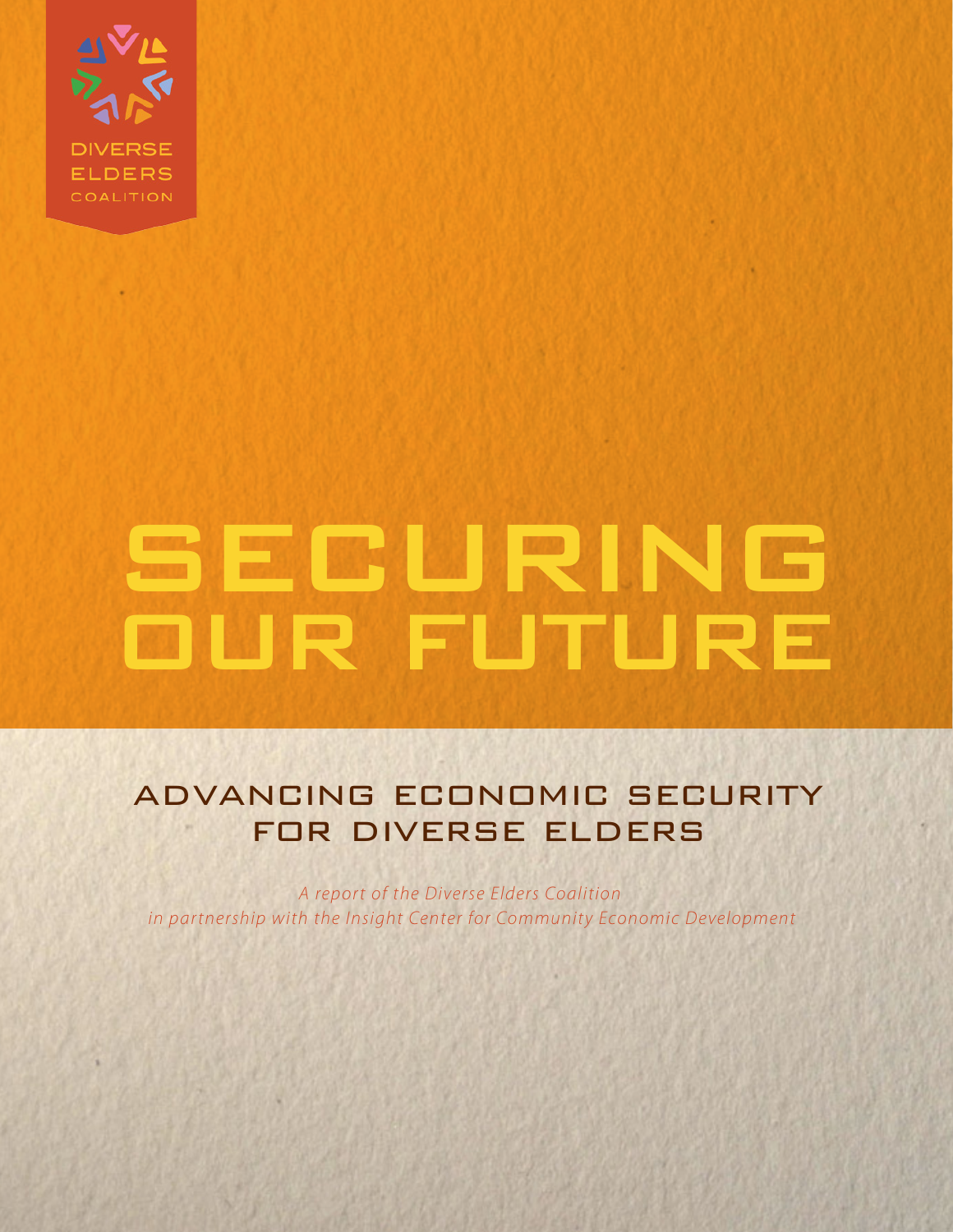DIVERSE ELDERS COALITION

# SECURING OUR FUTURE

## ADVANCING ECONOMIC SECURITY FOR DIVERSE ELDERS

*A report of the Diverse Elders Coalition in partnership with the Insight Center for Community Economic Development*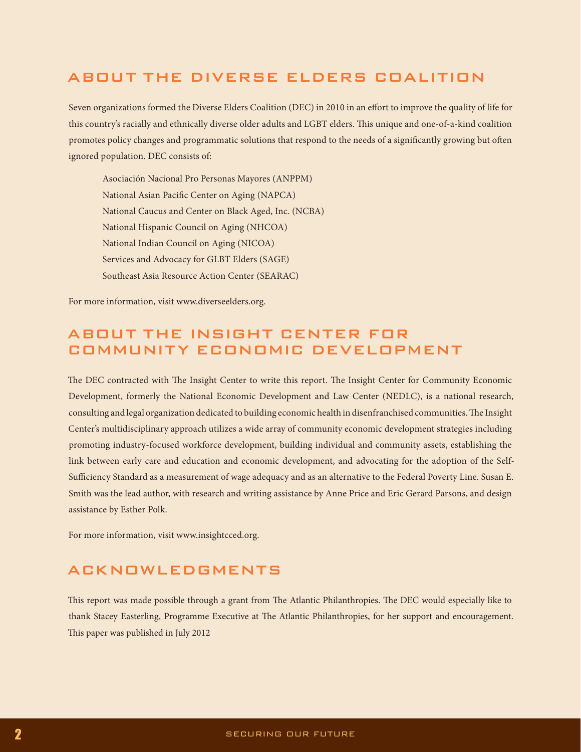## ABOUT THE DIVERSE ELDERS COALITION

Seven organizations formed the Diverse Elders Coalition (DEC) in 2010 in an effort to improve the quality of life for this country's racially and ethnically diverse older adults and LGBT elders. This unique and one-of-a-kind coalition promotes policy changes and programmatic solutions that respond to the needs of a significantly growing but often ignored population. DEC consists of:

Asociación Nacional Pro Personas Mayores (ANPPM)
National Asian Pacific Center on Aging (NAPCA)
National Caucus and Center on Black Aged, Inc. (NCBA)
National Hispanic Council on Aging (NHCOA)
National Indian Council on Aging (NICOA)
Services and Advocacy for GLBT Elders (SAGE)
Southeast Asia Resource Action Center (SEARAC)

For more information, visit www.diverseelders.org.

## ABOUT THE INSIGHT CENTER FOR COMMUNITY ECONOMIC DEVELOPMENT

The DEC contracted with The Insight Center to write this report. The Insight Center for Community Economic Development, formerly the National Economic Development and Law Center (NEDLC), is a national research, consulting and legal organization dedicated to building economic health in disenfranchised communities. The Insight Center's multidisciplinary approach utilizes a wide array of community economic development strategies including promoting industry-focused workforce development, building individual and community assets, establishing the link between early care and education and economic development, and advocating for the adoption of the Self-Sufficiency Standard as a measurement of wage adequacy and as an alternative to the Federal Poverty Line. Susan E. Smith was the lead author, with research and writing assistance by Anne Price and Eric Gerard Parsons, and design assistance by Esther Polk.

For more information, visit www.insightcced.org.

## ACKNOWLEDGMENTS

This report was made possible through a grant from The Atlantic Philanthropies. The DEC would especially like to thank Stacey Easterling, Programme Executive at The Atlantic Philanthropies, for her support and encouragement. This paper was published in July 2012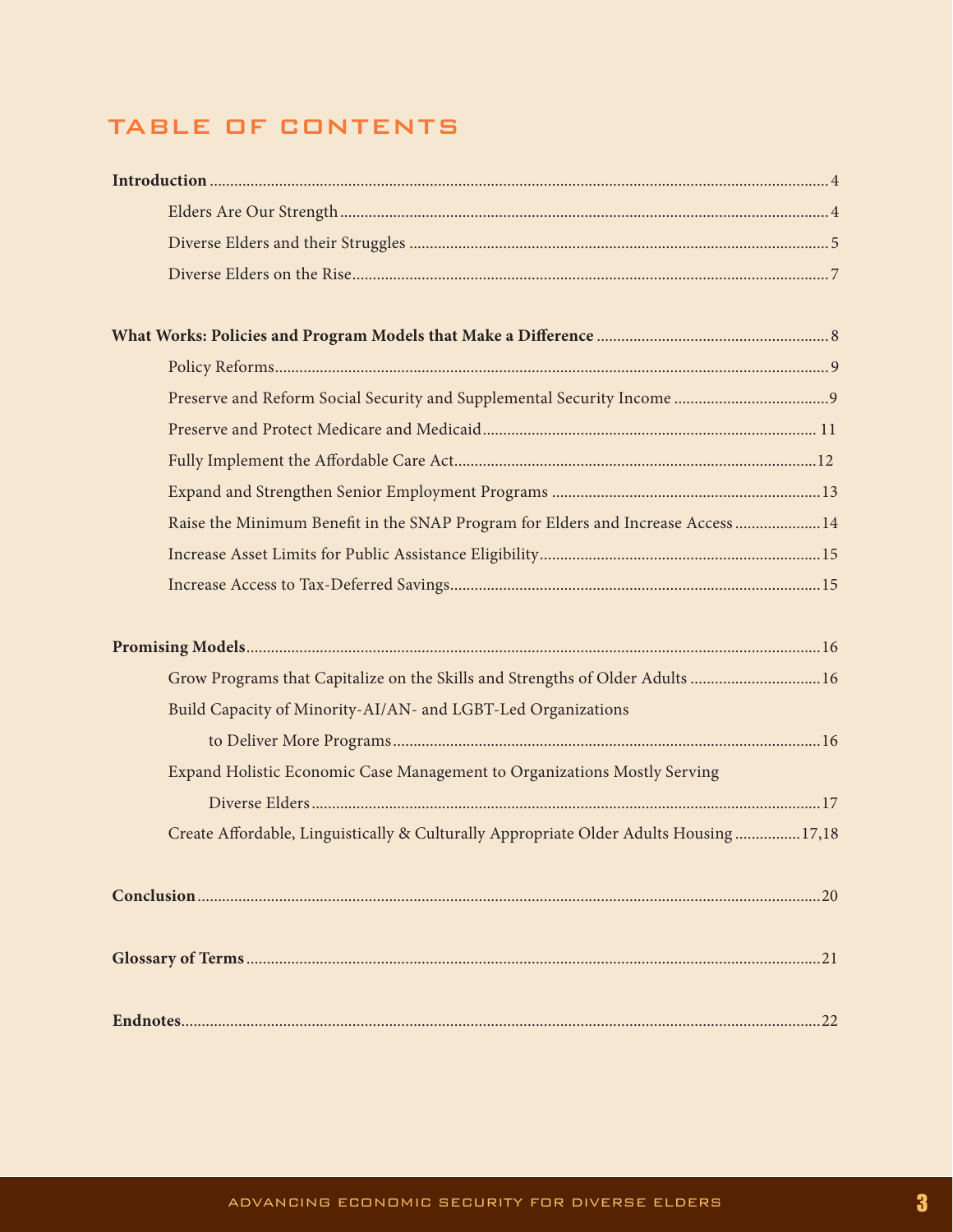## TABLE OF CONTENTS

**Introduction** ..... 4

- Elders Are Our Strength ..... 4
- Diverse Elders and their Struggles ..... 5
- Diverse Elders on the Rise ..... 7

**What Works: Policies and Program Models that Make a Difference** ..... 8

- Policy Reforms ..... 9
- Preserve and Reform Social Security and Supplemental Security Income ..... 9
- Preserve and Protect Medicare and Medicaid ..... 11
- Fully Implement the Affordable Care Act ..... 12
- Expand and Strengthen Senior Employment Programs ..... 13
- Raise the Minimum Benefit in the SNAP Program for Elders and Increase Access ..... 14
- Increase Asset Limits for Public Assistance Eligibility ..... 15
- Increase Access to Tax-Deferred Savings ..... 15

**Promising Models** ..... 16

- Grow Programs that Capitalize on the Skills and Strengths of Older Adults ..... 16
- Build Capacity of Minority-AI/AN- and LGBT-Led Organizations to Deliver More Programs ..... 16
- Expand Holistic Economic Case Management to Organizations Mostly Serving Diverse Elders ..... 17
- Create Affordable, Linguistically & Culturally Appropriate Older Adults Housing ..... 17,18

**Conclusion** ..... 20

**Glossary of Terms** ..... 21

**Endnotes** ..... 22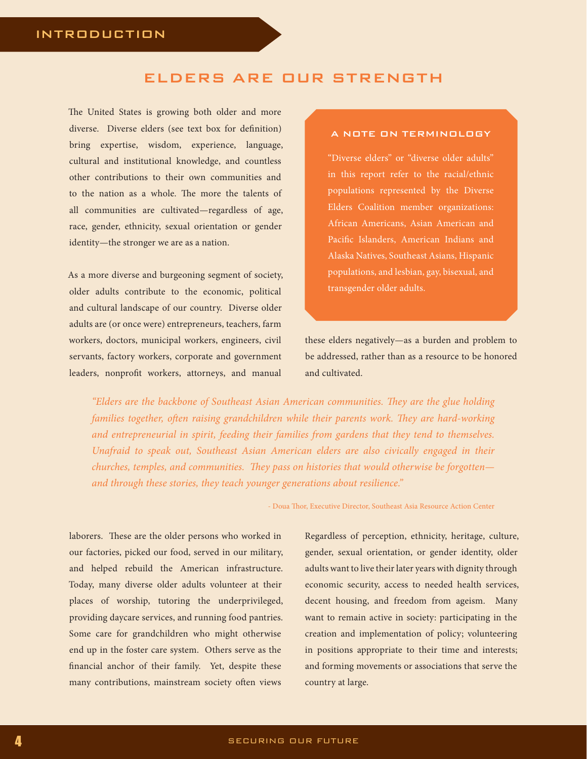## INTRODUCTION

# ELDERS ARE OUR STRENGTH

The United States is growing both older and more diverse. Diverse elders (see text box for definition) bring expertise, wisdom, experience, language, cultural and institutional knowledge, and countless other contributions to their own communities and to the nation as a whole. The more the talents of all communities are cultivated—regardless of age, race, gender, ethnicity, sexual orientation or gender identity—the stronger we are as a nation.

As a more diverse and burgeoning segment of society, older adults contribute to the economic, political and cultural landscape of our country. Diverse older adults are (or once were) entrepreneurs, teachers, farm workers, doctors, municipal workers, engineers, civil servants, factory workers, corporate and government leaders, nonprofit workers, attorneys, and manual laborers. These are the older persons who worked in our factories, picked our food, served in our military, and helped rebuild the American infrastructure. Today, many diverse older adults volunteer at their places of worship, tutoring the underprivileged, providing daycare services, and running food pantries. Some care for grandchildren who might otherwise end up in the foster care system. Others serve as the financial anchor of their family. Yet, despite these many contributions, mainstream society often views these elders negatively—as a burden and problem to be addressed, rather than as a resource to be honored and cultivated.

> **A NOTE ON TERMINOLOGY**
>
> "Diverse elders" or "diverse older adults" in this report refer to the racial/ethnic populations represented by the Diverse Elders Coalition member organizations: African Americans, Asian American and Pacific Islanders, American Indians and Alaska Natives, Southeast Asians, Hispanic populations, and lesbian, gay, bisexual, and transgender older adults.

> *"Elders are the backbone of Southeast Asian American communities. They are the glue holding families together, often raising grandchildren while their parents work. They are hard-working and entrepreneurial in spirit, feeding their families from gardens that they tend to themselves. Unafraid to speak out, Southeast Asian American elders are also civically engaged in their churches, temples, and communities. They pass on histories that would otherwise be forgotten—and through these stories, they teach younger generations about resilience."*
>
> - Doua Thor, Executive Director, Southeast Asia Resource Action Center

Regardless of perception, ethnicity, heritage, culture, gender, sexual orientation, or gender identity, older adults want to live their later years with dignity through economic security, access to needed health services, decent housing, and freedom from ageism. Many want to remain active in society: participating in the creation and implementation of policy; volunteering in positions appropriate to their time and interests; and forming movements or associations that serve the country at large.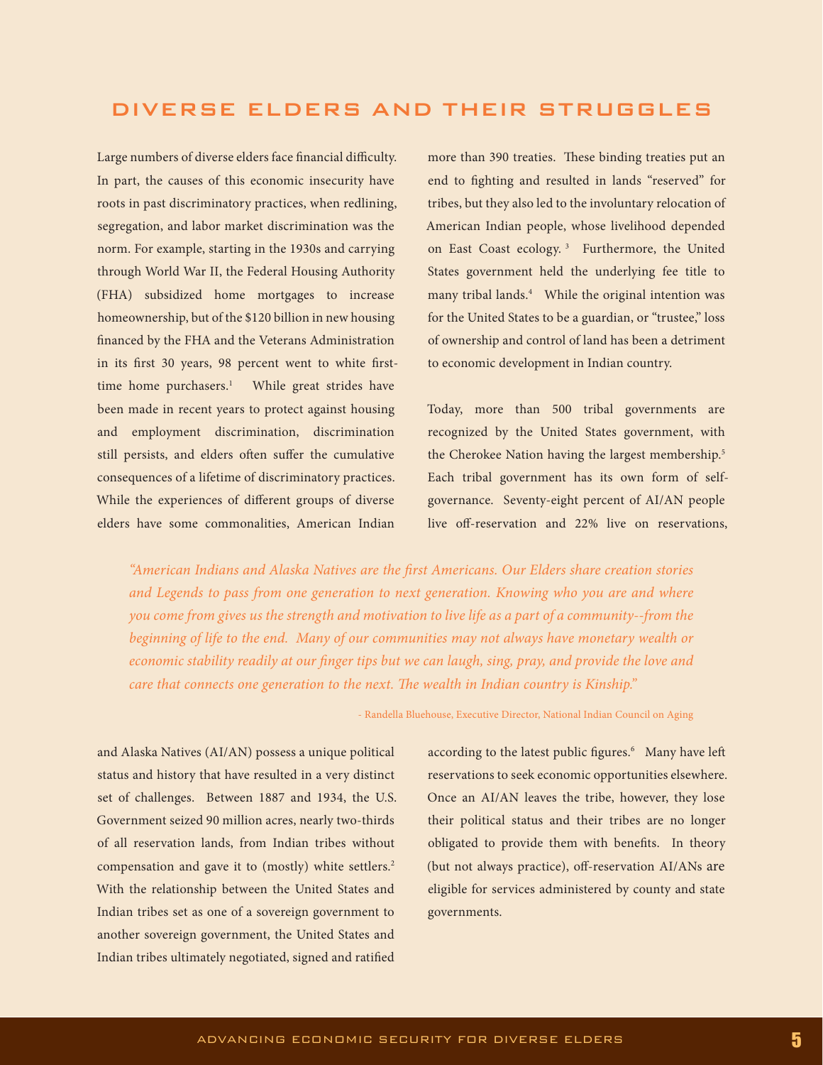## DIVERSE ELDERS AND THEIR STRUGGLES

Large numbers of diverse elders face financial difficulty. In part, the causes of this economic insecurity have roots in past discriminatory practices, when redlining, segregation, and labor market discrimination was the norm. For example, starting in the 1930s and carrying through World War II, the Federal Housing Authority (FHA) subsidized home mortgages to increase homeownership, but of the $120 billion in new housing financed by the FHA and the Veterans Administration in its first 30 years, 98 percent went to white first-time home purchasers.[1] While great strides have been made in recent years to protect against housing and employment discrimination, discrimination still persists, and elders often suffer the cumulative consequences of a lifetime of discriminatory practices. While the experiences of different groups of diverse elders have some commonalities, American Indian and Alaska Natives (AI/AN) possess a unique political status and history that have resulted in a very distinct set of challenges. Between 1887 and 1934, the U.S. Government seized 90 million acres, nearly two-thirds of all reservation lands, from Indian tribes without compensation and gave it to (mostly) white settlers.[2] With the relationship between the United States and Indian tribes set as one of a sovereign government to another sovereign government, the United States and Indian tribes ultimately negotiated, signed and ratified more than 390 treaties. These binding treaties put an end to fighting and resulted in lands "reserved" for tribes, but they also led to the involuntary relocation of American Indian people, whose livelihood depended on East Coast ecology.[3] Furthermore, the United States government held the underlying fee title to many tribal lands.[4] While the original intention was for the United States to be a guardian, or "trustee," loss of ownership and control of land has been a detriment to economic development in Indian country.

Today, more than 500 tribal governments are recognized by the United States government, with the Cherokee Nation having the largest membership.[5] Each tribal government has its own form of self-governance. Seventy-eight percent of AI/AN people live off-reservation and 22% live on reservations, according to the latest public figures.[6] Many have left reservations to seek economic opportunities elsewhere. Once an AI/AN leaves the tribe, however, they lose their political status and their tribes are no longer obligated to provide them with benefits. In theory (but not always practice), off-reservation AI/ANs are eligible for services administered by county and state governments.

> *"American Indians and Alaska Natives are the first Americans. Our Elders share creation stories and Legends to pass from one generation to next generation. Knowing who you are and where you come from gives us the strength and motivation to live life as a part of a community--from the beginning of life to the end. Many of our communities may not always have monetary wealth or economic stability readily at our finger tips but we can laugh, sing, pray, and provide the love and care that connects one generation to the next. The wealth in Indian country is Kinship."*
>
> \- Randella Bluehouse, Executive Director, National Indian Council on Aging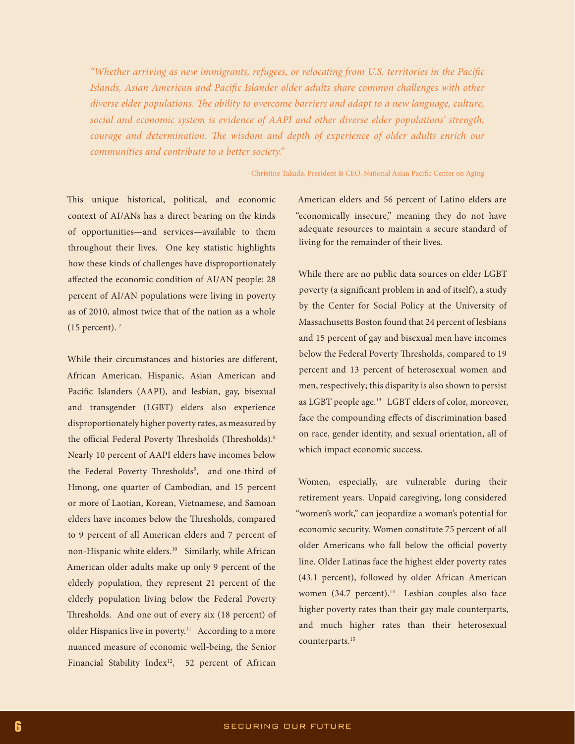*"Whether arriving as new immigrants, refugees, or relocating from U.S. territories in the Pacific Islands, Asian American and Pacific Islander older adults share common challenges with other diverse elder populations. The ability to overcome barriers and adapt to a new language, culture, social and economic system is evidence of AAPI and other diverse elder populations' strength, courage and determination. The wisdom and depth of experience of older adults enrich our communities and contribute to a better society."*

- Christine Takada, President & CEO, National Asian Pacific Center on Aging

This unique historical, political, and economic context of AI/ANs has a direct bearing on the kinds of opportunities—and services—available to them throughout their lives. One key statistic highlights how these kinds of challenges have disproportionately affected the economic condition of AI/AN people: 28 percent of AI/AN populations were living in poverty as of 2010, almost twice that of the nation as a whole (15 percent). [7]

While their circumstances and histories are different, African American, Hispanic, Asian American and Pacific Islanders (AAPI), and lesbian, gay, bisexual and transgender (LGBT) elders also experience disproportionately higher poverty rates, as measured by the official Federal Poverty Thresholds (Thresholds).[8] Nearly 10 percent of AAPI elders have incomes below the Federal Poverty Thresholds[9], and one-third of Hmong, one quarter of Cambodian, and 15 percent or more of Laotian, Korean, Vietnamese, and Samoan elders have incomes below the Thresholds, compared to 9 percent of all American elders and 7 percent of non-Hispanic white elders.[10] Similarly, while African American older adults make up only 9 percent of the elderly population, they represent 21 percent of the elderly population living below the Federal Poverty Thresholds. And one out of every six (18 percent) of older Hispanics live in poverty.[11] According to a more nuanced measure of economic well-being, the Senior Financial Stability Index[12], 52 percent of African American elders and 56 percent of Latino elders are "economically insecure," meaning they do not have adequate resources to maintain a secure standard of living for the remainder of their lives.

While there are no public data sources on elder LGBT poverty (a significant problem in and of itself), a study by the Center for Social Policy at the University of Massachusetts Boston found that 24 percent of lesbians and 15 percent of gay and bisexual men have incomes below the Federal Poverty Thresholds, compared to 19 percent and 13 percent of heterosexual women and men, respectively; this disparity is also shown to persist as LGBT people age.[13] LGBT elders of color, moreover, face the compounding effects of discrimination based on race, gender identity, and sexual orientation, all of which impact economic success.

Women, especially, are vulnerable during their retirement years. Unpaid caregiving, long considered "women's work," can jeopardize a woman's potential for economic security. Women constitute 75 percent of all older Americans who fall below the official poverty line. Older Latinas face the highest elder poverty rates (43.1 percent), followed by older African American women (34.7 percent).[14] Lesbian couples also face higher poverty rates than their gay male counterparts, and much higher rates than their heterosexual counterparts.[15]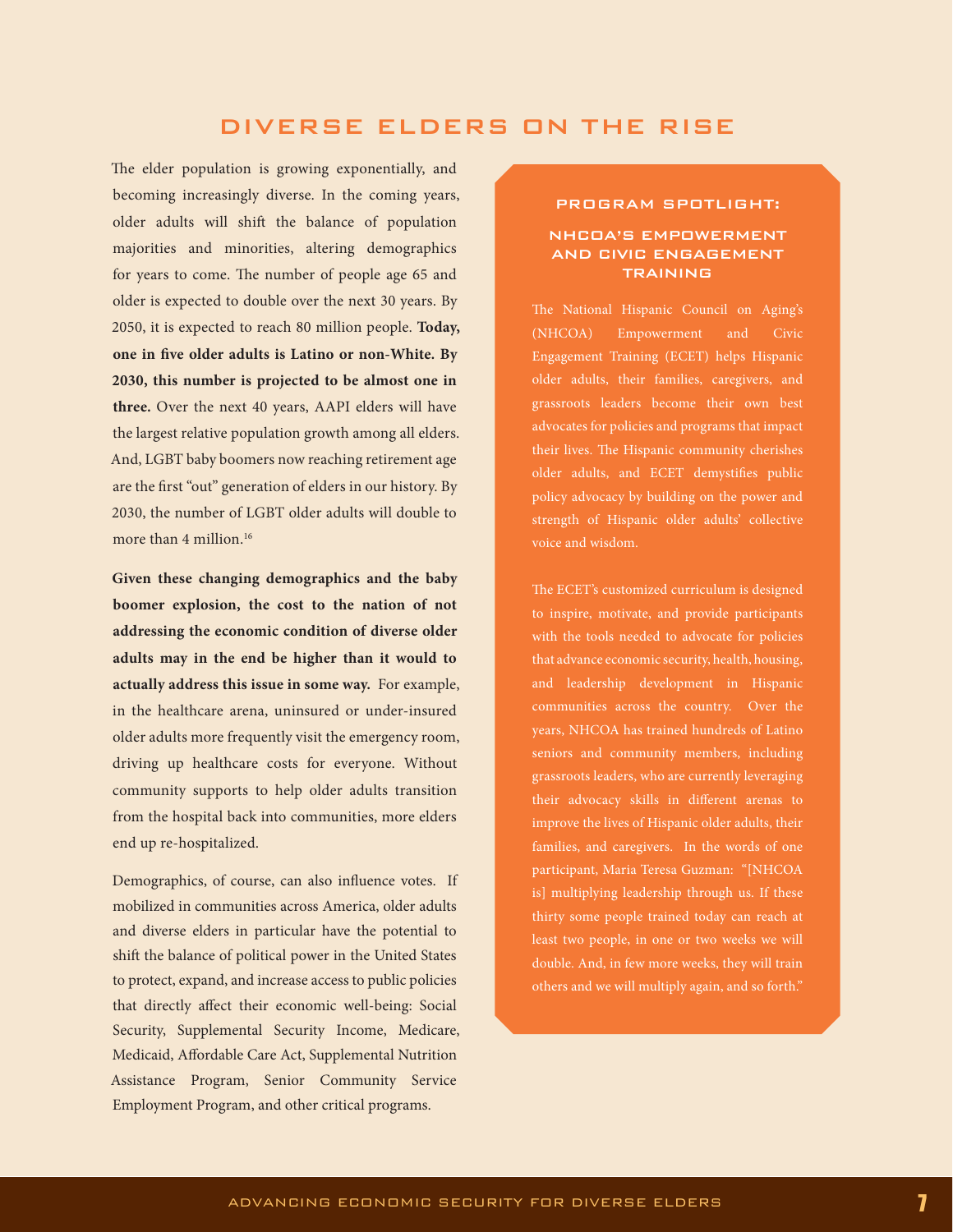## DIVERSE ELDERS ON THE RISE

The elder population is growing exponentially, and becoming increasingly diverse. In the coming years, older adults will shift the balance of population majorities and minorities, altering demographics for years to come. The number of people age 65 and older is expected to double over the next 30 years. By 2050, it is expected to reach 80 million people. **Today, one in five older adults is Latino or non-White. By 2030, this number is projected to be almost one in three.** Over the next 40 years, AAPI elders will have the largest relative population growth among all elders. And, LGBT baby boomers now reaching retirement age are the first "out" generation of elders in our history. By 2030, the number of LGBT older adults will double to more than 4 million.[16]

**Given these changing demographics and the baby boomer explosion, the cost to the nation of not addressing the economic condition of diverse older adults may in the end be higher than it would to actually address this issue in some way.** For example, in the healthcare arena, uninsured or under-insured older adults more frequently visit the emergency room, driving up healthcare costs for everyone. Without community supports to help older adults transition from the hospital back into communities, more elders end up re-hospitalized.

Demographics, of course, can also influence votes. If mobilized in communities across America, older adults and diverse elders in particular have the potential to shift the balance of political power in the United States to protect, expand, and increase access to public policies that directly affect their economic well-being: Social Security, Supplemental Security Income, Medicare, Medicaid, Affordable Care Act, Supplemental Nutrition Assistance Program, Senior Community Service Employment Program, and other critical programs.

### PROGRAM SPOTLIGHT:

### NHCOA'S EMPOWERMENT AND CIVIC ENGAGEMENT TRAINING

The National Hispanic Council on Aging's (NHCOA) Empowerment and Civic Engagement Training (ECET) helps Hispanic older adults, their families, caregivers, and grassroots leaders become their own best advocates for policies and programs that impact their lives. The Hispanic community cherishes older adults, and ECET demystifies public policy advocacy by building on the power and strength of Hispanic older adults' collective voice and wisdom.

The ECET's customized curriculum is designed to inspire, motivate, and provide participants with the tools needed to advocate for policies that advance economic security, health, housing, and leadership development in Hispanic communities across the country. Over the years, NHCOA has trained hundreds of Latino seniors and community members, including grassroots leaders, who are currently leveraging their advocacy skills in different arenas to improve the lives of Hispanic older adults, their families, and caregivers. In the words of one participant, Maria Teresa Guzman: "[NHCOA is] multiplying leadership through us. If these thirty some people trained today can reach at least two people, in one or two weeks we will double. And, in few more weeks, they will train others and we will multiply again, and so forth."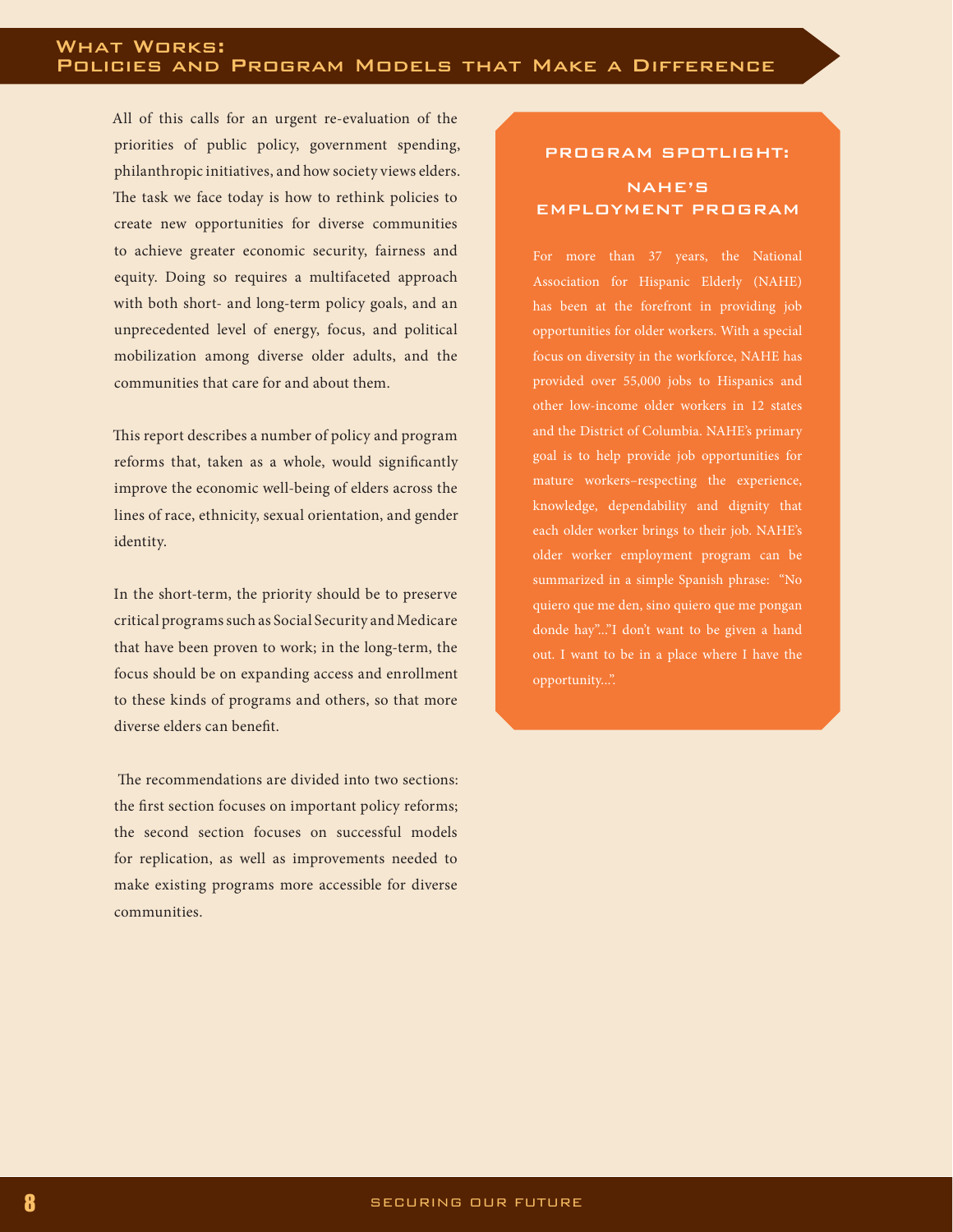## What Works: Policies and Program Models that Make a Difference

All of this calls for an urgent re-evaluation of the priorities of public policy, government spending, philanthropic initiatives, and how society views elders. The task we face today is how to rethink policies to create new opportunities for diverse communities to achieve greater economic security, fairness and equity. Doing so requires a multifaceted approach with both short- and long-term policy goals, and an unprecedented level of energy, focus, and political mobilization among diverse older adults, and the communities that care for and about them.

This report describes a number of policy and program reforms that, taken as a whole, would significantly improve the economic well-being of elders across the lines of race, ethnicity, sexual orientation, and gender identity.

In the short-term, the priority should be to preserve critical programs such as Social Security and Medicare that have been proven to work; in the long-term, the focus should be on expanding access and enrollment to these kinds of programs and others, so that more diverse elders can benefit.

The recommendations are divided into two sections: the first section focuses on important policy reforms; the second section focuses on successful models for replication, as well as improvements needed to make existing programs more accessible for diverse communities.

### Program Spotlight: NAHE's Employment Program

For more than 37 years, the National Association for Hispanic Elderly (NAHE) has been at the forefront in providing job opportunities for older workers. With a special focus on diversity in the workforce, NAHE has provided over 55,000 jobs to Hispanics and other low-income older workers in 12 states and the District of Columbia. NAHE's primary goal is to help provide job opportunities for mature workers–respecting the experience, knowledge, dependability and dignity that each older worker brings to their job. NAHE's older worker employment program can be summarized in a simple Spanish phrase: "No quiero que me den, sino quiero que me pongan donde hay"..."I don't want to be given a hand out. I want to be in a place where I have the opportunity...".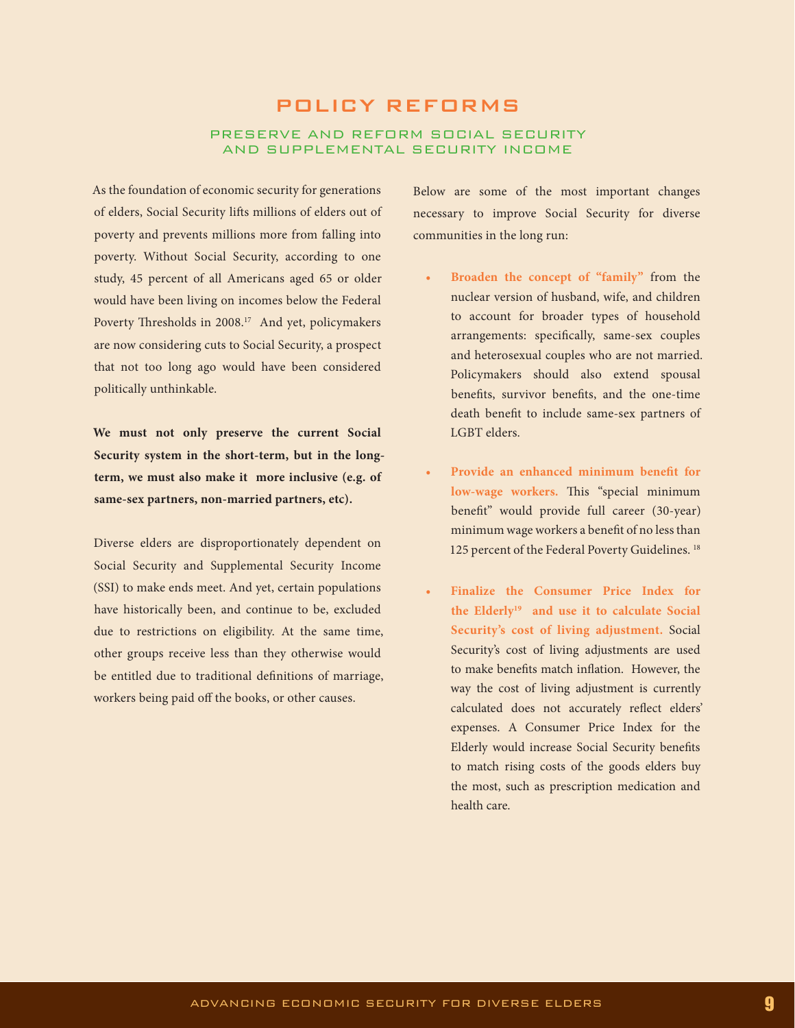# POLICY REFORMS

## PRESERVE AND REFORM SOCIAL SECURITY AND SUPPLEMENTAL SECURITY INCOME

As the foundation of economic security for generations of elders, Social Security lifts millions of elders out of poverty and prevents millions more from falling into poverty. Without Social Security, according to one study, 45 percent of all Americans aged 65 or older would have been living on incomes below the Federal Poverty Thresholds in 2008.[17] And yet, policymakers are now considering cuts to Social Security, a prospect that not too long ago would have been considered politically unthinkable.

**We must not only preserve the current Social Security system in the short-term, but in the long-term, we must also make it more inclusive (e.g. of same-sex partners, non-married partners, etc).**

Diverse elders are disproportionately dependent on Social Security and Supplemental Security Income (SSI) to make ends meet. And yet, certain populations have historically been, and continue to be, excluded due to restrictions on eligibility. At the same time, other groups receive less than they otherwise would be entitled due to traditional definitions of marriage, workers being paid off the books, or other causes.

Below are some of the most important changes necessary to improve Social Security for diverse communities in the long run:

- **Broaden the concept of "family"** from the nuclear version of husband, wife, and children to account for broader types of household arrangements: specifically, same-sex couples and heterosexual couples who are not married. Policymakers should also extend spousal benefits, survivor benefits, and the one-time death benefit to include same-sex partners of LGBT elders.
- **Provide an enhanced minimum benefit for low-wage workers.** This "special minimum benefit" would provide full career (30-year) minimum wage workers a benefit of no less than 125 percent of the Federal Poverty Guidelines.[18]
- **Finalize the Consumer Price Index for the Elderly[19] and use it to calculate Social Security's cost of living adjustment.** Social Security's cost of living adjustments are used to make benefits match inflation. However, the way the cost of living adjustment is currently calculated does not accurately reflect elders' expenses. A Consumer Price Index for the Elderly would increase Social Security benefits to match rising costs of the goods elders buy the most, such as prescription medication and health care.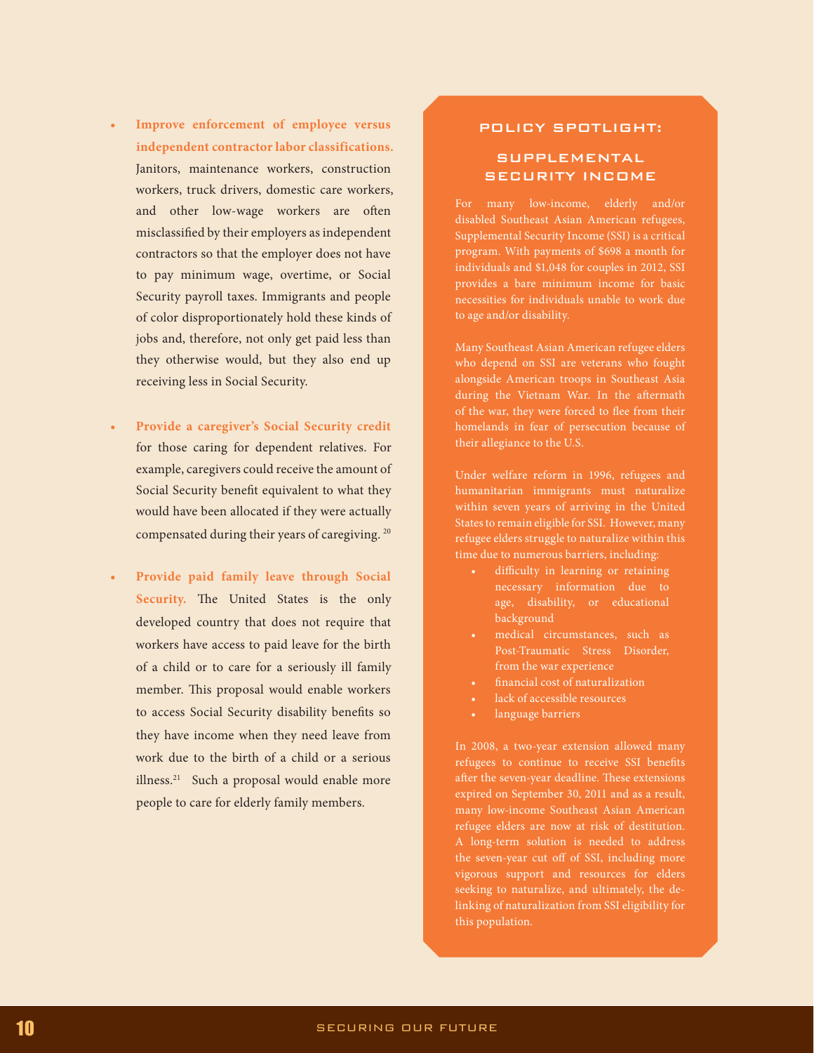- **Improve enforcement of employee versus independent contractor labor classifications.** Janitors, maintenance workers, construction workers, truck drivers, domestic care workers, and other low-wage workers are often misclassified by their employers as independent contractors so that the employer does not have to pay minimum wage, overtime, or Social Security payroll taxes. Immigrants and people of color disproportionately hold these kinds of jobs and, therefore, not only get paid less than they otherwise would, but they also end up receiving less in Social Security.

- **Provide a caregiver's Social Security credit** for those caring for dependent relatives. For example, caregivers could receive the amount of Social Security benefit equivalent to what they would have been allocated if they were actually compensated during their years of caregiving.[20]

- **Provide paid family leave through Social Security.** The United States is the only developed country that does not require that workers have access to paid leave for the birth of a child or to care for a seriously ill family member. This proposal would enable workers to access Social Security disability benefits so they have income when they need leave from work due to the birth of a child or a serious illness.[21] Such a proposal would enable more people to care for elderly family members.

## POLICY SPOTLIGHT:

### SUPPLEMENTAL SECURITY INCOME

For many low-income, elderly and/or disabled Southeast Asian American refugees, Supplemental Security Income (SSI) is a critical program. With payments of $698 a month for individuals and $1,048 for couples in 2012, SSI provides a bare minimum income for basic necessities for individuals unable to work due to age and/or disability.

Many Southeast Asian American refugee elders who depend on SSI are veterans who fought alongside American troops in Southeast Asia during the Vietnam War. In the aftermath of the war, they were forced to flee from their homelands in fear of persecution because of their allegiance to the U.S.

Under welfare reform in 1996, refugees and humanitarian immigrants must naturalize within seven years of arriving in the United States to remain eligible for SSI. However, many refugee elders struggle to naturalize within this time due to numerous barriers, including:

- difficulty in learning or retaining necessary information due to age, disability, or educational background
- medical circumstances, such as Post-Traumatic Stress Disorder, from the war experience
- financial cost of naturalization
- lack of accessible resources
- language barriers

In 2008, a two-year extension allowed many refugees to continue to receive SSI benefits after the seven-year deadline. These extensions expired on September 30, 2011 and as a result, many low-income Southeast Asian American refugee elders are now at risk of destitution. A long-term solution is needed to address the seven-year cut off of SSI, including more vigorous support and resources for elders seeking to naturalize, and ultimately, the de-linking of naturalization from SSI eligibility for this population.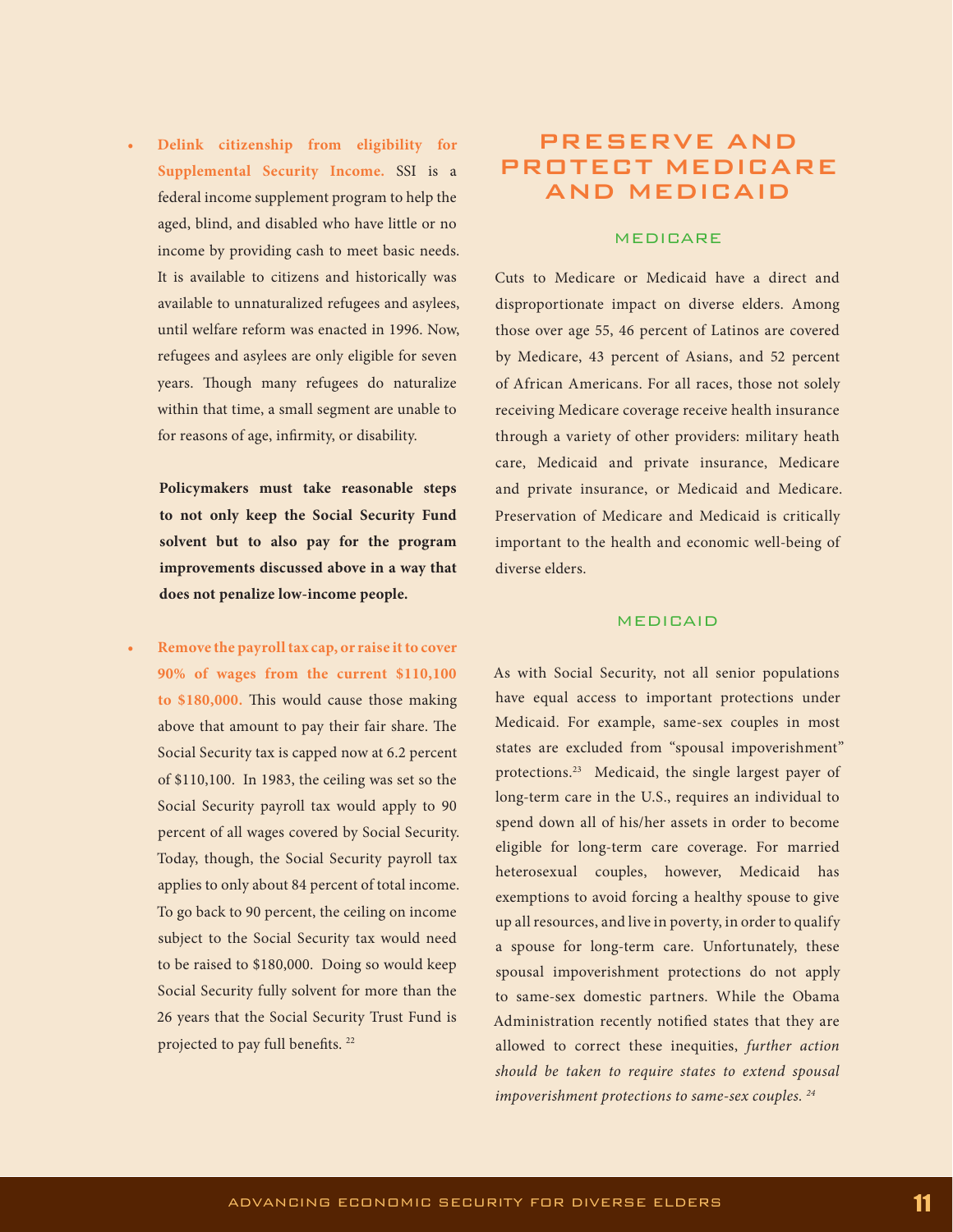- **Delink citizenship from eligibility for Supplemental Security Income.** SSI is a federal income supplement program to help the aged, blind, and disabled who have little or no income by providing cash to meet basic needs. It is available to citizens and historically was available to unnaturalized refugees and asylees, until welfare reform was enacted in 1996. Now, refugees and asylees are only eligible for seven years. Though many refugees do naturalize within that time, a small segment are unable to for reasons of age, infirmity, or disability.

**Policymakers must take reasonable steps to not only keep the Social Security Fund solvent but to also pay for the program improvements discussed above in a way that does not penalize low-income people.**

- **Remove the payroll tax cap, or raise it to cover 90% of wages from the current $110,100 to $180,000.** This would cause those making above that amount to pay their fair share. The Social Security tax is capped now at 6.2 percent of $110,100. In 1983, the ceiling was set so the Social Security payroll tax would apply to 90 percent of all wages covered by Social Security. Today, though, the Social Security payroll tax applies to only about 84 percent of total income. To go back to 90 percent, the ceiling on income subject to the Social Security tax would need to be raised to $180,000. Doing so would keep Social Security fully solvent for more than the 26 years that the Social Security Trust Fund is projected to pay full benefits. [22]

# PRESERVE AND PROTECT MEDICARE AND MEDICAID

## MEDICARE

Cuts to Medicare or Medicaid have a direct and disproportionate impact on diverse elders. Among those over age 55, 46 percent of Latinos are covered by Medicare, 43 percent of Asians, and 52 percent of African Americans. For all races, those not solely receiving Medicare coverage receive health insurance through a variety of other providers: military heath care, Medicaid and private insurance, Medicare and private insurance, or Medicaid and Medicare. Preservation of Medicare and Medicaid is critically important to the health and economic well-being of diverse elders.

## MEDICAID

As with Social Security, not all senior populations have equal access to important protections under Medicaid. For example, same-sex couples in most states are excluded from "spousal impoverishment" protections.[23] Medicaid, the single largest payer of long-term care in the U.S., requires an individual to spend down all of his/her assets in order to become eligible for long-term care coverage. For married heterosexual couples, however, Medicaid has exemptions to avoid forcing a healthy spouse to give up all resources, and live in poverty, in order to qualify a spouse for long-term care. Unfortunately, these spousal impoverishment protections do not apply to same-sex domestic partners. While the Obama Administration recently notified states that they are allowed to correct these inequities, *further action should be taken to require states to extend spousal impoverishment protections to same-sex couples.* [24]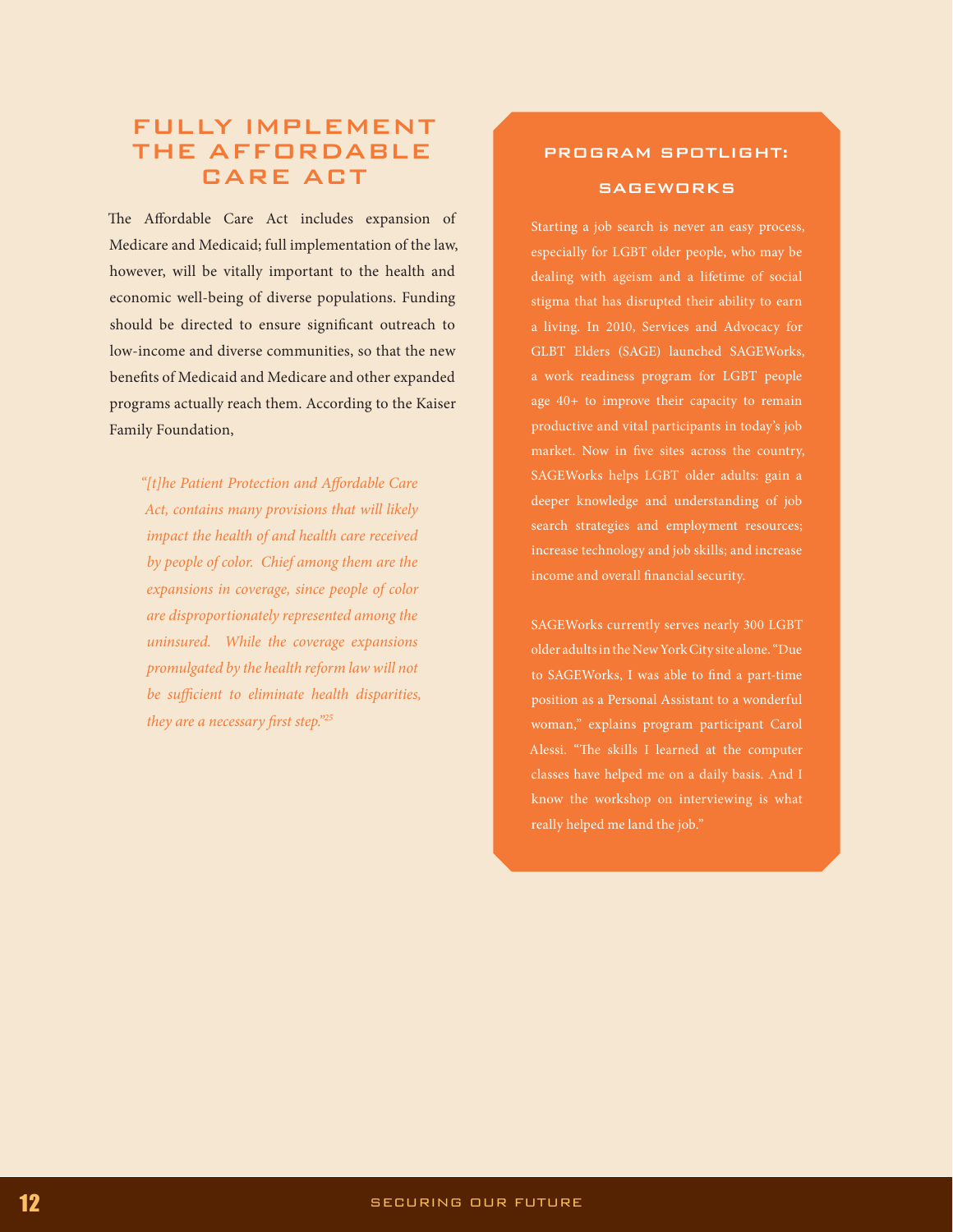## FULLY IMPLEMENT THE AFFORDABLE CARE ACT

The Affordable Care Act includes expansion of Medicare and Medicaid; full implementation of the law, however, will be vitally important to the health and economic well-being of diverse populations. Funding should be directed to ensure significant outreach to low-income and diverse communities, so that the new benefits of Medicaid and Medicare and other expanded programs actually reach them. According to the Kaiser Family Foundation,

> *"[t]he Patient Protection and Affordable Care Act, contains many provisions that will likely impact the health of and health care received by people of color. Chief among them are the expansions in coverage, since people of color are disproportionately represented among the uninsured. While the coverage expansions promulgated by the health reform law will not be sufficient to eliminate health disparities, they are a necessary first step."*[25]

### PROGRAM SPOTLIGHT: SAGEWORKS

Starting a job search is never an easy process, especially for LGBT older people, who may be dealing with ageism and a lifetime of social stigma that has disrupted their ability to earn a living. In 2010, Services and Advocacy for GLBT Elders (SAGE) launched SAGEWorks, a work readiness program for LGBT people age 40+ to improve their capacity to remain productive and vital participants in today's job market. Now in five sites across the country, SAGEWorks helps LGBT older adults: gain a deeper knowledge and understanding of job search strategies and employment resources; increase technology and job skills; and increase income and overall financial security.

SAGEWorks currently serves nearly 300 LGBT older adults in the New York City site alone. "Due to SAGEWorks, I was able to find a part-time position as a Personal Assistant to a wonderful woman," explains program participant Carol Alessi. "The skills I learned at the computer classes have helped me on a daily basis. And I know the workshop on interviewing is what really helped me land the job."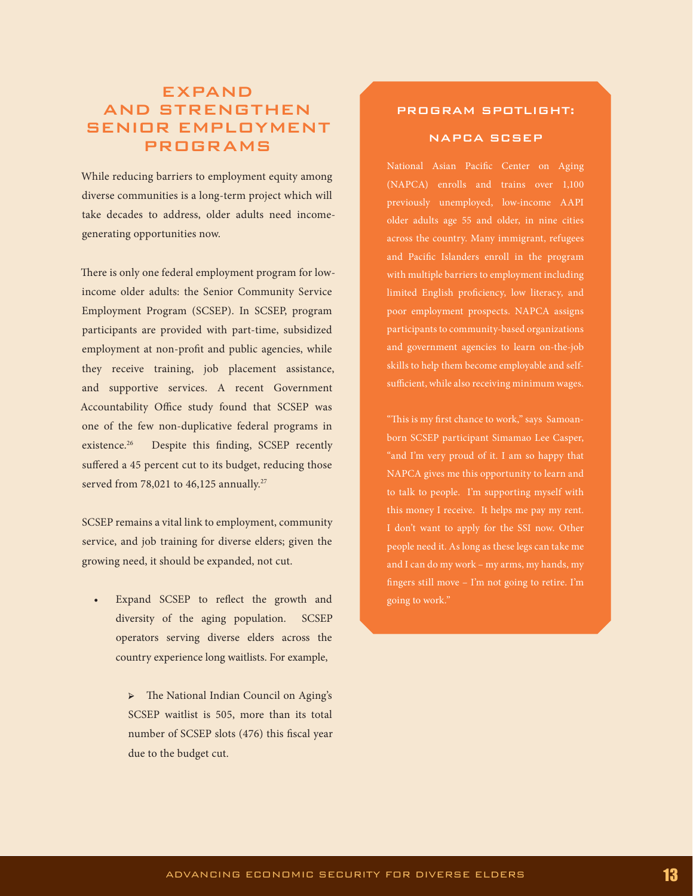## EXPAND AND STRENGTHEN SENIOR EMPLOYMENT PROGRAMS

While reducing barriers to employment equity among diverse communities is a long-term project which will take decades to address, older adults need income-generating opportunities now.

There is only one federal employment program for low-income older adults: the Senior Community Service Employment Program (SCSEP). In SCSEP, program participants are provided with part-time, subsidized employment at non-profit and public agencies, while they receive training, job placement assistance, and supportive services. A recent Government Accountability Office study found that SCSEP was one of the few non-duplicative federal programs in existence.[26] Despite this finding, SCSEP recently suffered a 45 percent cut to its budget, reducing those served from 78,021 to 46,125 annually.[27]

SCSEP remains a vital link to employment, community service, and job training for diverse elders; given the growing need, it should be expanded, not cut.

- Expand SCSEP to reflect the growth and diversity of the aging population. SCSEP operators serving diverse elders across the country experience long waitlists. For example,

    - The National Indian Council on Aging's SCSEP waitlist is 505, more than its total number of SCSEP slots (476) this fiscal year due to the budget cut.

### PROGRAM SPOTLIGHT:

### NAPCA SCSEP

National Asian Pacific Center on Aging (NAPCA) enrolls and trains over 1,100 previously unemployed, low-income AAPI older adults age 55 and older, in nine cities across the country. Many immigrant, refugees and Pacific Islanders enroll in the program with multiple barriers to employment including limited English proficiency, low literacy, and poor employment prospects. NAPCA assigns participants to community-based organizations and government agencies to learn on-the-job skills to help them become employable and self-sufficient, while also receiving minimum wages.

"This is my first chance to work," says Samoan-born SCSEP participant Simamao Lee Casper, "and I'm very proud of it. I am so happy that NAPCA gives me this opportunity to learn and to talk to people. I'm supporting myself with this money I receive. It helps me pay my rent. I don't want to apply for the SSI now. Other people need it. As long as these legs can take me and I can do my work – my arms, my hands, my fingers still move – I'm not going to retire. I'm going to work."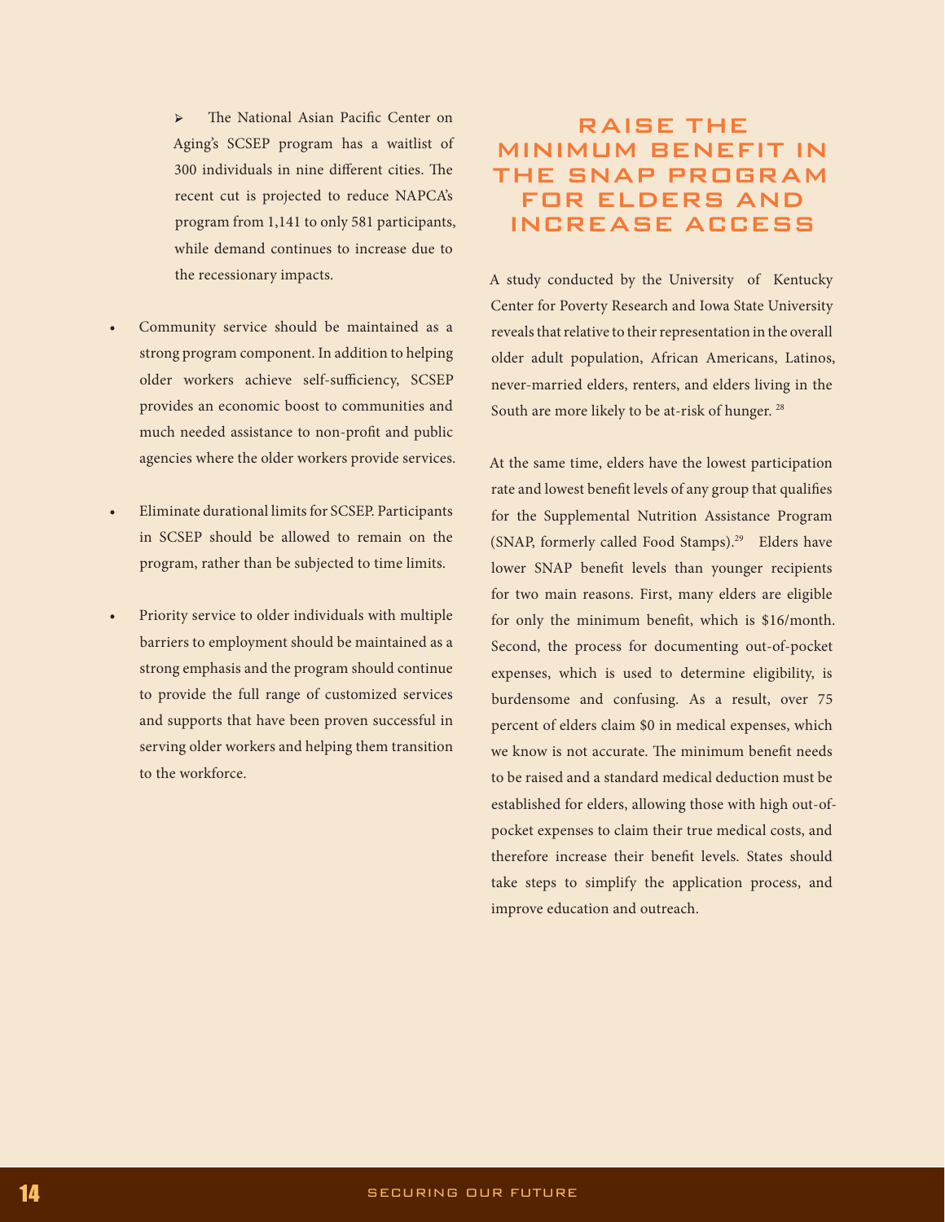- The National Asian Pacific Center on Aging's SCSEP program has a waitlist of 300 individuals in nine different cities. The recent cut is projected to reduce NAPCA's program from 1,141 to only 581 participants, while demand continues to increase due to the recessionary impacts.

- Community service should be maintained as a strong program component. In addition to helping older workers achieve self-sufficiency, SCSEP provides an economic boost to communities and much needed assistance to non-profit and public agencies where the older workers provide services.

- Eliminate durational limits for SCSEP. Participants in SCSEP should be allowed to remain on the program, rather than be subjected to time limits.

- Priority service to older individuals with multiple barriers to employment should be maintained as a strong emphasis and the program should continue to provide the full range of customized services and supports that have been proven successful in serving older workers and helping them transition to the workforce.

## RAISE THE MINIMUM BENEFIT IN THE SNAP PROGRAM FOR ELDERS AND INCREASE ACCESS

A study conducted by the University of Kentucky Center for Poverty Research and Iowa State University reveals that relative to their representation in the overall older adult population, African Americans, Latinos, never-married elders, renters, and elders living in the South are more likely to be at-risk of hunger. [28]

At the same time, elders have the lowest participation rate and lowest benefit levels of any group that qualifies for the Supplemental Nutrition Assistance Program (SNAP, formerly called Food Stamps).[29] Elders have lower SNAP benefit levels than younger recipients for two main reasons. First, many elders are eligible for only the minimum benefit, which is $16/month. Second, the process for documenting out-of-pocket expenses, which is used to determine eligibility, is burdensome and confusing. As a result, over 75 percent of elders claim $0 in medical expenses, which we know is not accurate. The minimum benefit needs to be raised and a standard medical deduction must be established for elders, allowing those with high out-of-pocket expenses to claim their true medical costs, and therefore increase their benefit levels. States should take steps to simplify the application process, and improve education and outreach.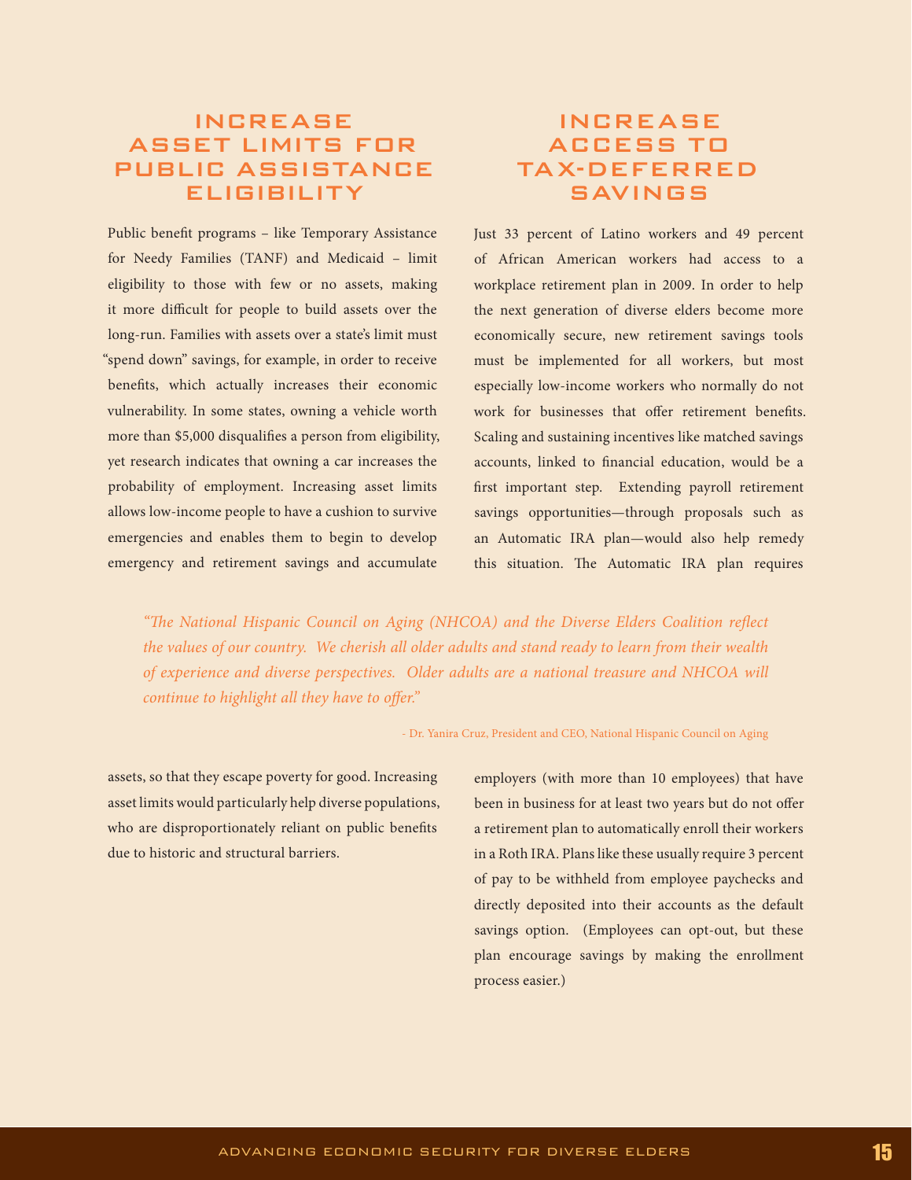## INCREASE ASSET LIMITS FOR PUBLIC ASSISTANCE ELIGIBILITY

Public benefit programs – like Temporary Assistance for Needy Families (TANF) and Medicaid – limit eligibility to those with few or no assets, making it more difficult for people to build assets over the long-run. Families with assets over a state's limit must "spend down" savings, for example, in order to receive benefits, which actually increases their economic vulnerability. In some states, owning a vehicle worth more than $5,000 disqualifies a person from eligibility, yet research indicates that owning a car increases the probability of employment. Increasing asset limits allows low-income people to have a cushion to survive emergencies and enables them to begin to develop emergency and retirement savings and accumulate assets, so that they escape poverty for good. Increasing asset limits would particularly help diverse populations, who are disproportionately reliant on public benefits due to historic and structural barriers.

## INCREASE ACCESS TO TAX-DEFERRED SAVINGS

Just 33 percent of Latino workers and 49 percent of African American workers had access to a workplace retirement plan in 2009. In order to help the next generation of diverse elders become more economically secure, new retirement savings tools must be implemented for all workers, but most especially low-income workers who normally do not work for businesses that offer retirement benefits. Scaling and sustaining incentives like matched savings accounts, linked to financial education, would be a first important step. Extending payroll retirement savings opportunities—through proposals such as an Automatic IRA plan—would also help remedy this situation. The Automatic IRA plan requires employers (with more than 10 employees) that have been in business for at least two years but do not offer a retirement plan to automatically enroll their workers in a Roth IRA. Plans like these usually require 3 percent of pay to be withheld from employee paychecks and directly deposited into their accounts as the default savings option. (Employees can opt-out, but these plan encourage savings by making the enrollment process easier.)

> *"The National Hispanic Council on Aging (NHCOA) and the Diverse Elders Coalition reflect the values of our country. We cherish all older adults and stand ready to learn from their wealth of experience and diverse perspectives. Older adults are a national treasure and NHCOA will continue to highlight all they have to offer."*
>
> - Dr. Yanira Cruz, President and CEO, National Hispanic Council on Aging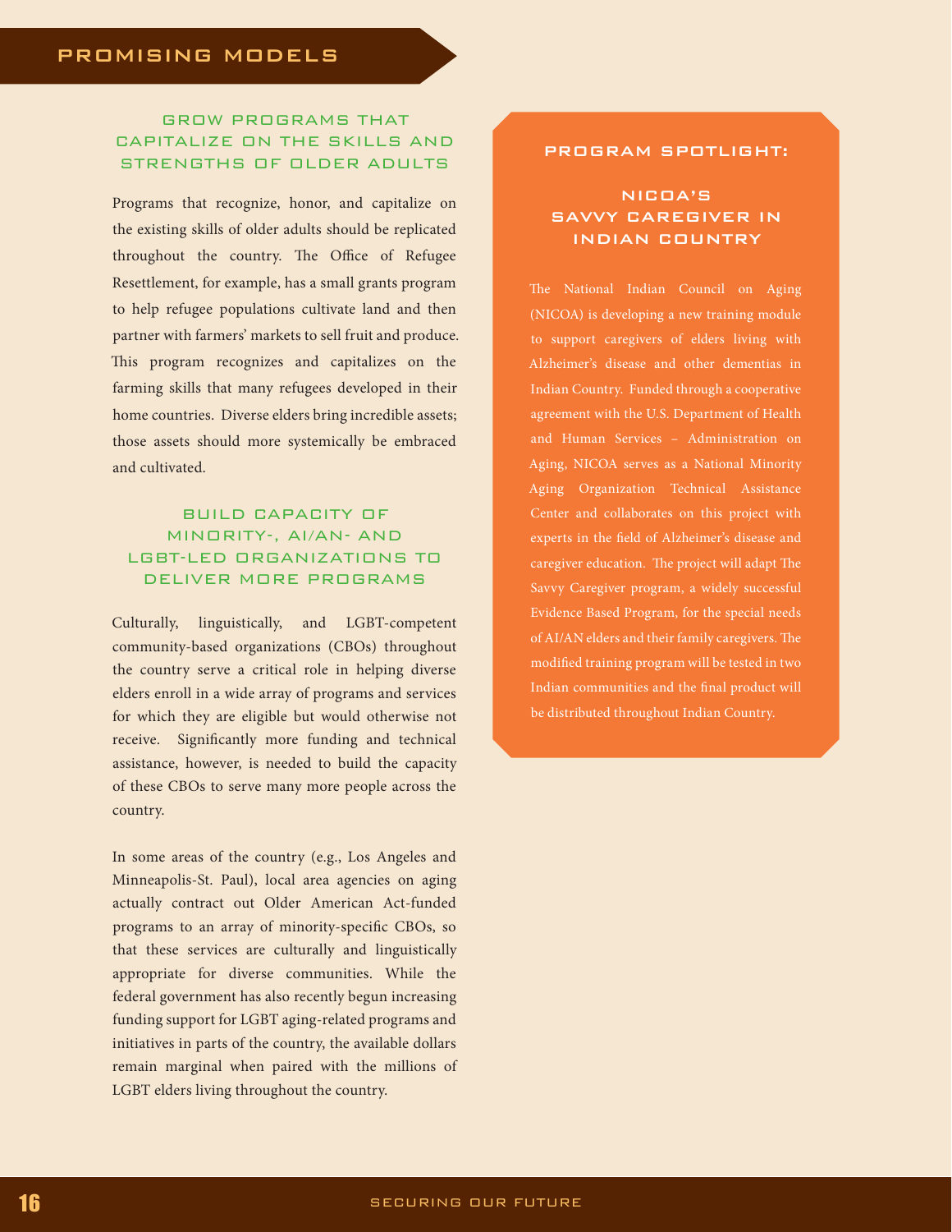## PROMISING MODELS

### GROW PROGRAMS THAT CAPITALIZE ON THE SKILLS AND STRENGTHS OF OLDER ADULTS

Programs that recognize, honor, and capitalize on the existing skills of older adults should be replicated throughout the country. The Office of Refugee Resettlement, for example, has a small grants program to help refugee populations cultivate land and then partner with farmers' markets to sell fruit and produce. This program recognizes and capitalizes on the farming skills that many refugees developed in their home countries. Diverse elders bring incredible assets; those assets should more systemically be embraced and cultivated.

### BUILD CAPACITY OF MINORITY-, AI/AN- AND LGBT-LED ORGANIZATIONS TO DELIVER MORE PROGRAMS

Culturally, linguistically, and LGBT-competent community-based organizations (CBOs) throughout the country serve a critical role in helping diverse elders enroll in a wide array of programs and services for which they are eligible but would otherwise not receive. Significantly more funding and technical assistance, however, is needed to build the capacity of these CBOs to serve many more people across the country.

In some areas of the country (e.g., Los Angeles and Minneapolis-St. Paul), local area agencies on aging actually contract out Older American Act-funded programs to an array of minority-specific CBOs, so that these services are culturally and linguistically appropriate for diverse communities. While the federal government has also recently begun increasing funding support for LGBT aging-related programs and initiatives in parts of the country, the available dollars remain marginal when paired with the millions of LGBT elders living throughout the country.

### PROGRAM SPOTLIGHT:

#### NICOA'S SAVVY CAREGIVER IN INDIAN COUNTRY

The National Indian Council on Aging (NICOA) is developing a new training module to support caregivers of elders living with Alzheimer's disease and other dementias in Indian Country. Funded through a cooperative agreement with the U.S. Department of Health and Human Services – Administration on Aging, NICOA serves as a National Minority Aging Organization Technical Assistance Center and collaborates on this project with experts in the field of Alzheimer's disease and caregiver education. The project will adapt The Savvy Caregiver program, a widely successful Evidence Based Program, for the special needs of AI/AN elders and their family caregivers. The modified training program will be tested in two Indian communities and the final product will be distributed throughout Indian Country.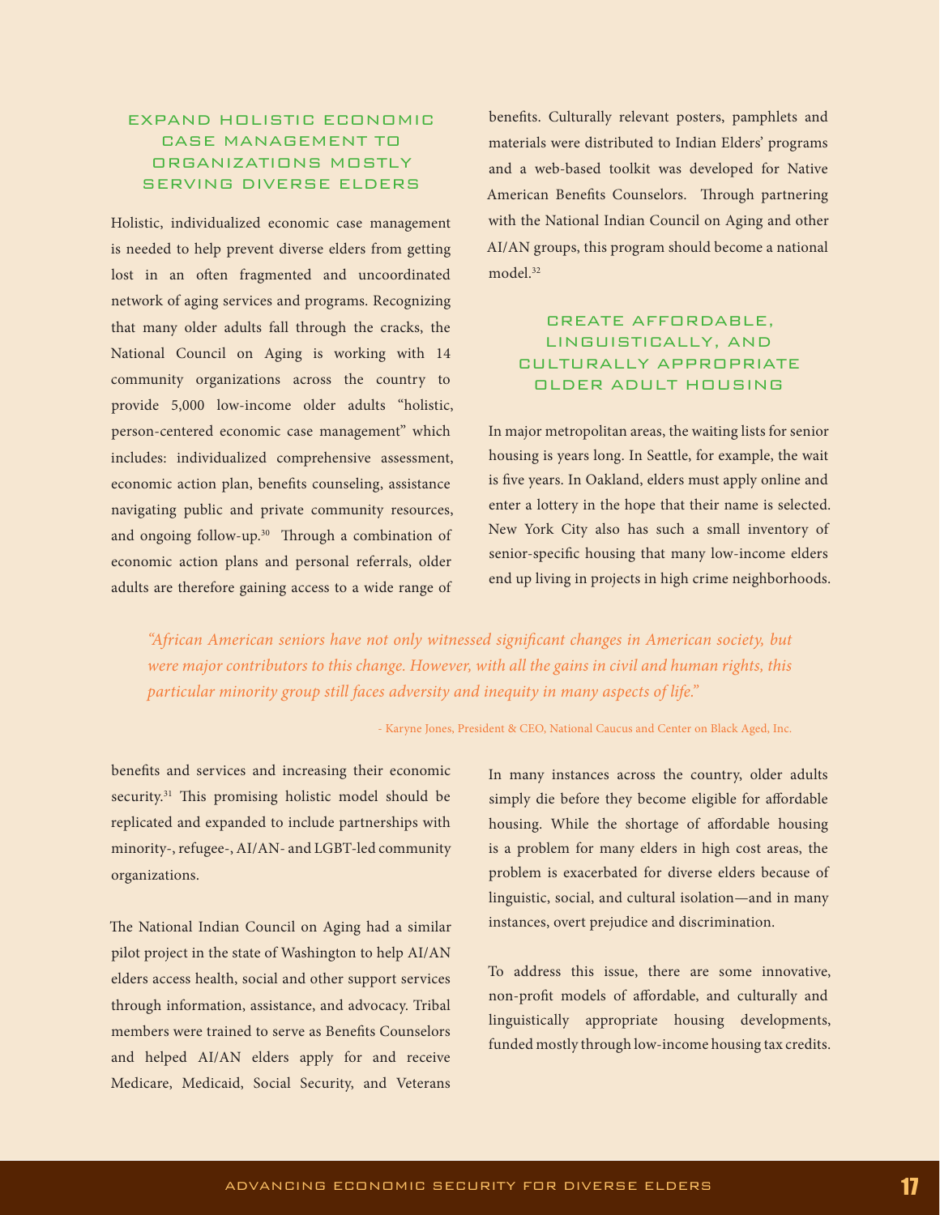## EXPAND HOLISTIC ECONOMIC CASE MANAGEMENT TO ORGANIZATIONS MOSTLY SERVING DIVERSE ELDERS

Holistic, individualized economic case management is needed to help prevent diverse elders from getting lost in an often fragmented and uncoordinated network of aging services and programs. Recognizing that many older adults fall through the cracks, the National Council on Aging is working with 14 community organizations across the country to provide 5,000 low-income older adults "holistic, person-centered economic case management" which includes: individualized comprehensive assessment, economic action plan, benefits counseling, assistance navigating public and private community resources, and ongoing follow-up.[30] Through a combination of economic action plans and personal referrals, older adults are therefore gaining access to a wide range of benefits and services and increasing their economic security.[31] This promising holistic model should be replicated and expanded to include partnerships with minority-, refugee-, AI/AN- and LGBT-led community organizations.

The National Indian Council on Aging had a similar pilot project in the state of Washington to help AI/AN elders access health, social and other support services through information, assistance, and advocacy. Tribal members were trained to serve as Benefits Counselors and helped AI/AN elders apply for and receive Medicare, Medicaid, Social Security, and Veterans benefits. Culturally relevant posters, pamphlets and materials were distributed to Indian Elders' programs and a web-based toolkit was developed for Native American Benefits Counselors. Through partnering with the National Indian Council on Aging and other AI/AN groups, this program should become a national model.[32]

## CREATE AFFORDABLE, LINGUISTICALLY, AND CULTURALLY APPROPRIATE OLDER ADULT HOUSING

In major metropolitan areas, the waiting lists for senior housing is years long. In Seattle, for example, the wait is five years. In Oakland, elders must apply online and enter a lottery in the hope that their name is selected. New York City also has such a small inventory of senior-specific housing that many low-income elders end up living in projects in high crime neighborhoods.

> *"African American seniors have not only witnessed significant changes in American society, but were major contributors to this change. However, with all the gains in civil and human rights, this particular minority group still faces adversity and inequity in many aspects of life."*
>
> \- Karyne Jones, President & CEO, National Caucus and Center on Black Aged, Inc.

In many instances across the country, older adults simply die before they become eligible for affordable housing. While the shortage of affordable housing is a problem for many elders in high cost areas, the problem is exacerbated for diverse elders because of linguistic, social, and cultural isolation—and in many instances, overt prejudice and discrimination.

To address this issue, there are some innovative, non-profit models of affordable, and culturally and linguistically appropriate housing developments, funded mostly through low-income housing tax credits.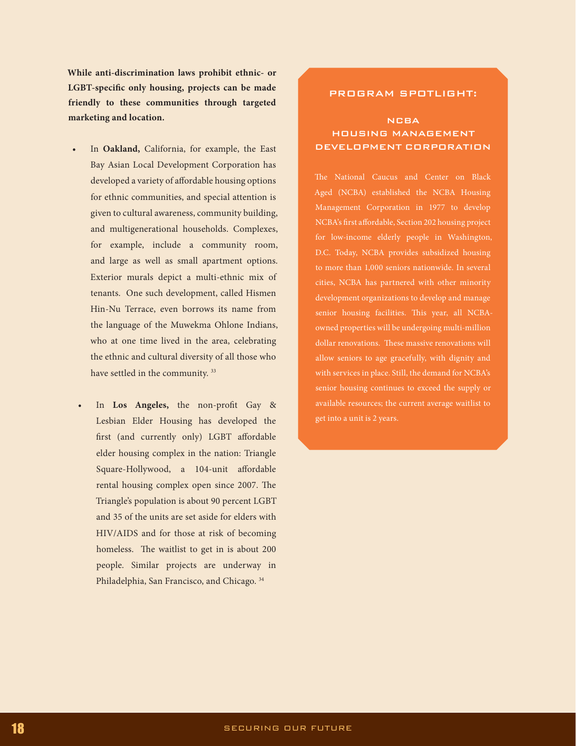**While anti-discrimination laws prohibit ethnic- or LGBT-specific only housing, projects can be made friendly to these communities through targeted marketing and location.**

- In **Oakland,** California, for example, the East Bay Asian Local Development Corporation has developed a variety of affordable housing options for ethnic communities, and special attention is given to cultural awareness, community building, and multigenerational households. Complexes, for example, include a community room, and large as well as small apartment options. Exterior murals depict a multi-ethnic mix of tenants. One such development, called Hismen Hin-Nu Terrace, even borrows its name from the language of the Muwekma Ohlone Indians, who at one time lived in the area, celebrating the ethnic and cultural diversity of all those who have settled in the community. [33]

- In **Los Angeles,** the non-profit Gay & Lesbian Elder Housing has developed the first (and currently only) LGBT affordable elder housing complex in the nation: Triangle Square-Hollywood, a 104-unit affordable rental housing complex open since 2007. The Triangle's population is about 90 percent LGBT and 35 of the units are set aside for elders with HIV/AIDS and for those at risk of becoming homeless. The waitlist to get in is about 200 people. Similar projects are underway in Philadelphia, San Francisco, and Chicago. [34]

## PROGRAM SPOTLIGHT:

### NCBA HOUSING MANAGEMENT DEVELOPMENT CORPORATION

The National Caucus and Center on Black Aged (NCBA) established the NCBA Housing Management Corporation in 1977 to develop NCBA's first affordable, Section 202 housing project for low-income elderly people in Washington, D.C. Today, NCBA provides subsidized housing to more than 1,000 seniors nationwide. In several cities, NCBA has partnered with other minority development organizations to develop and manage senior housing facilities. This year, all NCBA-owned properties will be undergoing multi-million dollar renovations. These massive renovations will allow seniors to age gracefully, with dignity and with services in place. Still, the demand for NCBA's senior housing continues to exceed the supply or available resources; the current average waitlist to get into a unit is 2 years.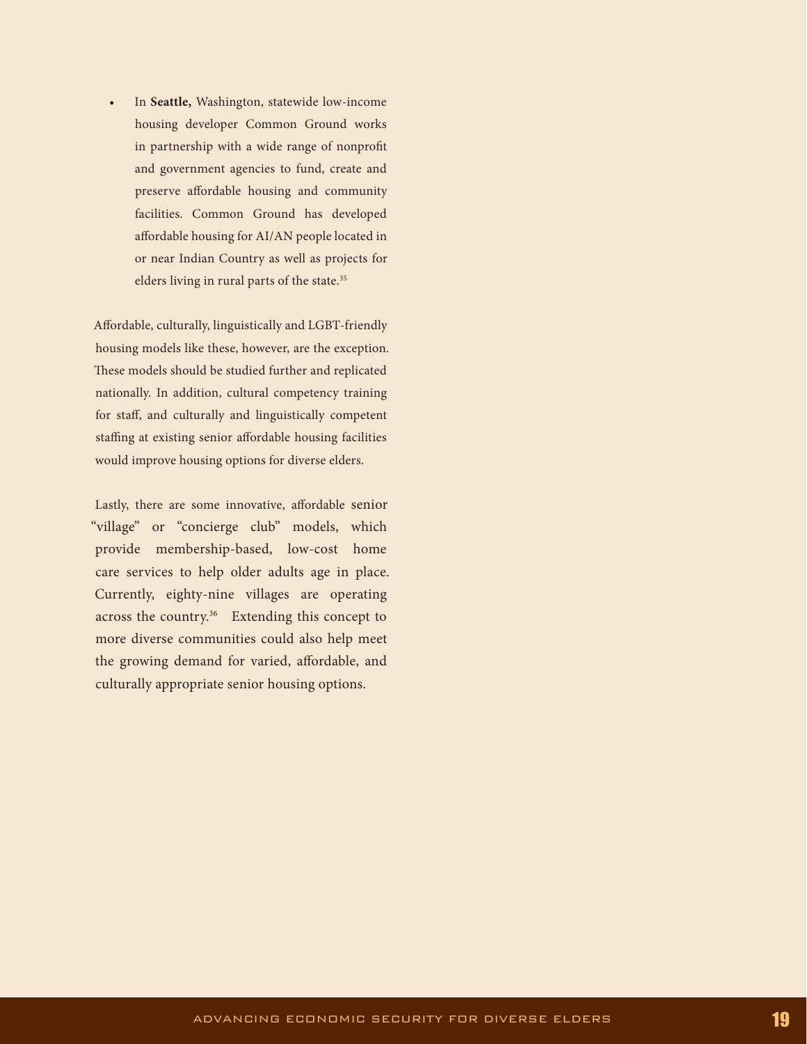- In **Seattle,** Washington, statewide low-income housing developer Common Ground works in partnership with a wide range of nonprofit and government agencies to fund, create and preserve affordable housing and community facilities. Common Ground has developed affordable housing for AI/AN people located in or near Indian Country as well as projects for elders living in rural parts of the state.[35]

Affordable, culturally, linguistically and LGBT-friendly housing models like these, however, are the exception. These models should be studied further and replicated nationally. In addition, cultural competency training for staff, and culturally and linguistically competent staffing at existing senior affordable housing facilities would improve housing options for diverse elders.

Lastly, there are some innovative, affordable senior "village" or "concierge club" models, which provide membership-based, low-cost home care services to help older adults age in place. Currently, eighty-nine villages are operating across the country.[36] Extending this concept to more diverse communities could also help meet the growing demand for varied, affordable, and culturally appropriate senior housing options.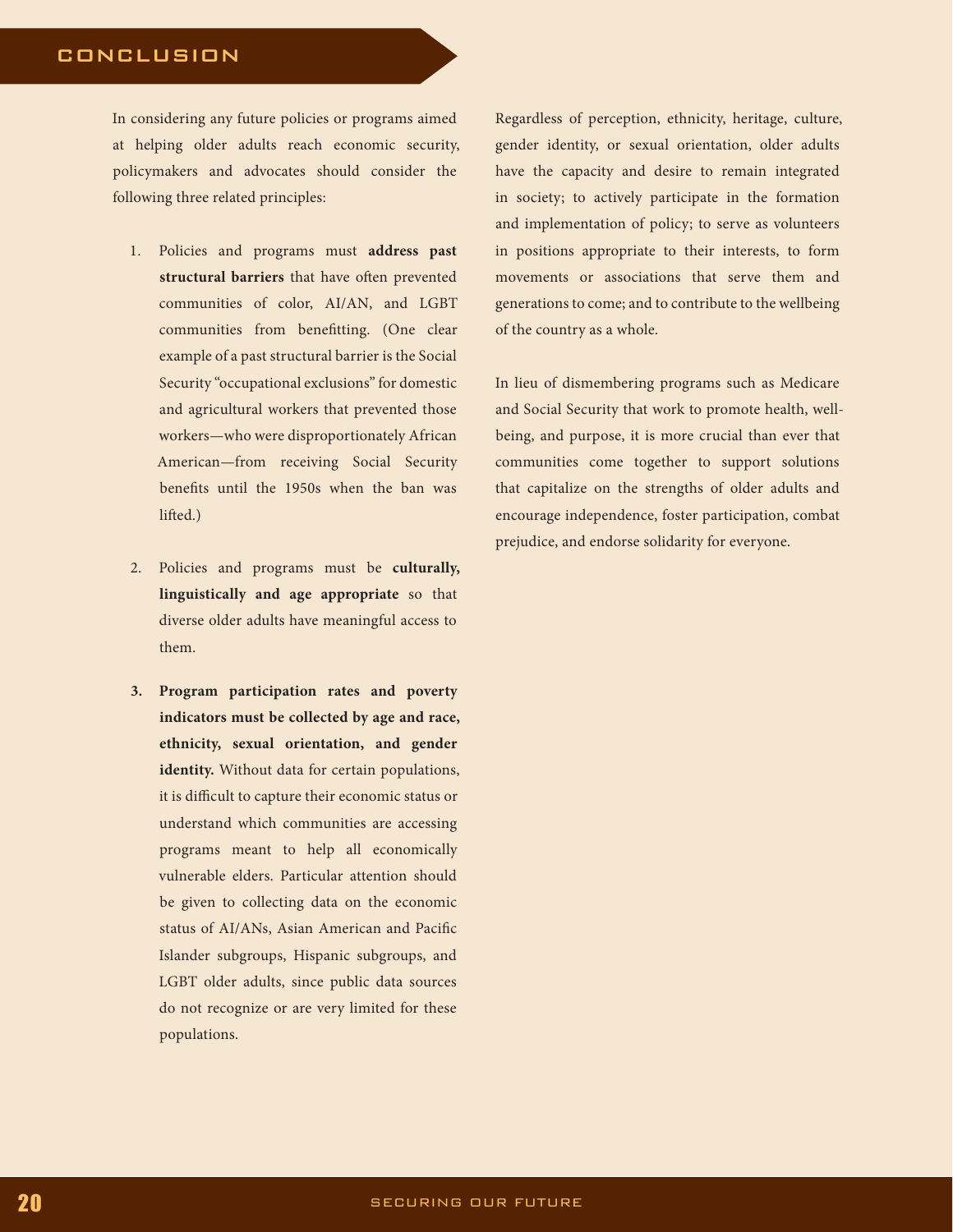# CONCLUSION

In considering any future policies or programs aimed at helping older adults reach economic security, policymakers and advocates should consider the following three related principles:

1. Policies and programs must **address past structural barriers** that have often prevented communities of color, AI/AN, and LGBT communities from benefitting. (One clear example of a past structural barrier is the Social Security "occupational exclusions" for domestic and agricultural workers that prevented those workers—who were disproportionately African American—from receiving Social Security benefits until the 1950s when the ban was lifted.)

2. Policies and programs must be **culturally, linguistically and age appropriate** so that diverse older adults have meaningful access to them.

3. **Program participation rates and poverty indicators must be collected by age and race, ethnicity, sexual orientation, and gender identity.** Without data for certain populations, it is difficult to capture their economic status or understand which communities are accessing programs meant to help all economically vulnerable elders. Particular attention should be given to collecting data on the economic status of AI/ANs, Asian American and Pacific Islander subgroups, Hispanic subgroups, and LGBT older adults, since public data sources do not recognize or are very limited for these populations.

Regardless of perception, ethnicity, heritage, culture, gender identity, or sexual orientation, older adults have the capacity and desire to remain integrated in society; to actively participate in the formation and implementation of policy; to serve as volunteers in positions appropriate to their interests, to form movements or associations that serve them and generations to come; and to contribute to the wellbeing of the country as a whole.

In lieu of dismembering programs such as Medicare and Social Security that work to promote health, well-being, and purpose, it is more crucial than ever that communities come together to support solutions that capitalize on the strengths of older adults and encourage independence, foster participation, combat prejudice, and endorse solidarity for everyone.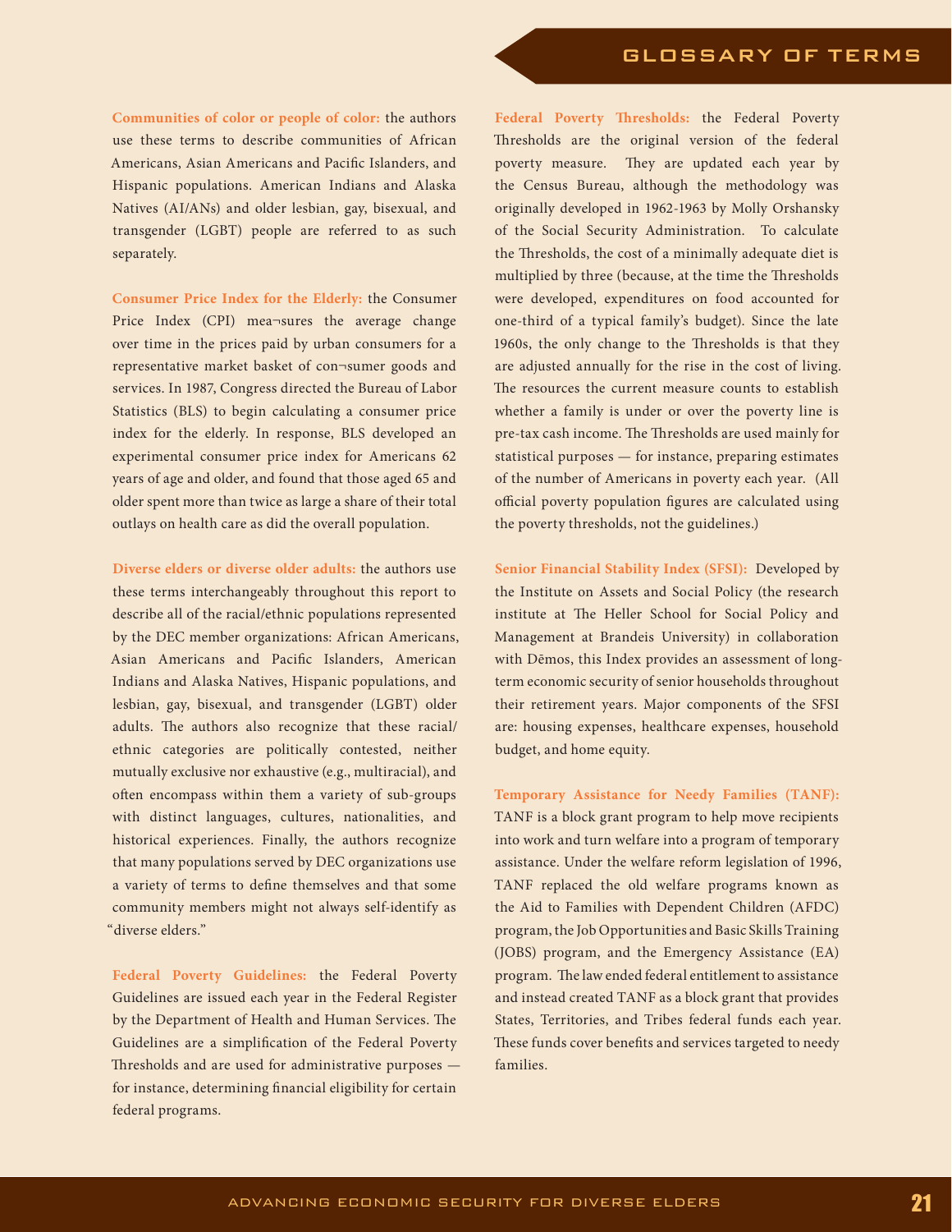# GLOSSARY OF TERMS

**Communities of color or people of color:** the authors use these terms to describe communities of African Americans, Asian Americans and Pacific Islanders, and Hispanic populations. American Indians and Alaska Natives (AI/ANs) and older lesbian, gay, bisexual, and transgender (LGBT) people are referred to as such separately.

**Consumer Price Index for the Elderly:** the Consumer Price Index (CPI) mea¬sures the average change over time in the prices paid by urban consumers for a representative market basket of con¬sumer goods and services. In 1987, Congress directed the Bureau of Labor Statistics (BLS) to begin calculating a consumer price index for the elderly. In response, BLS developed an experimental consumer price index for Americans 62 years of age and older, and found that those aged 65 and older spent more than twice as large a share of their total outlays on health care as did the overall population.

**Diverse elders or diverse older adults:** the authors use these terms interchangeably throughout this report to describe all of the racial/ethnic populations represented by the DEC member organizations: African Americans, Asian Americans and Pacific Islanders, American Indians and Alaska Natives, Hispanic populations, and lesbian, gay, bisexual, and transgender (LGBT) older adults. The authors also recognize that these racial/ethnic categories are politically contested, neither mutually exclusive nor exhaustive (e.g., multiracial), and often encompass within them a variety of sub-groups with distinct languages, cultures, nationalities, and historical experiences. Finally, the authors recognize that many populations served by DEC organizations use a variety of terms to define themselves and that some community members might not always self-identify as "diverse elders."

**Federal Poverty Guidelines:** the Federal Poverty Guidelines are issued each year in the Federal Register by the Department of Health and Human Services. The Guidelines are a simplification of the Federal Poverty Thresholds and are used for administrative purposes — for instance, determining financial eligibility for certain federal programs.

**Federal Poverty Thresholds:** the Federal Poverty Thresholds are the original version of the federal poverty measure. They are updated each year by the Census Bureau, although the methodology was originally developed in 1962-1963 by Molly Orshansky of the Social Security Administration. To calculate the Thresholds, the cost of a minimally adequate diet is multiplied by three (because, at the time the Thresholds were developed, expenditures on food accounted for one-third of a typical family's budget). Since the late 1960s, the only change to the Thresholds is that they are adjusted annually for the rise in the cost of living. The resources the current measure counts to establish whether a family is under or over the poverty line is pre-tax cash income. The Thresholds are used mainly for statistical purposes — for instance, preparing estimates of the number of Americans in poverty each year. (All official poverty population figures are calculated using the poverty thresholds, not the guidelines.)

**Senior Financial Stability Index (SFSI):** Developed by the Institute on Assets and Social Policy (the research institute at The Heller School for Social Policy and Management at Brandeis University) in collaboration with Dēmos, this Index provides an assessment of long-term economic security of senior households throughout their retirement years. Major components of the SFSI are: housing expenses, healthcare expenses, household budget, and home equity.

**Temporary Assistance for Needy Families (TANF):** TANF is a block grant program to help move recipients into work and turn welfare into a program of temporary assistance. Under the welfare reform legislation of 1996, TANF replaced the old welfare programs known as the Aid to Families with Dependent Children (AFDC) program, the Job Opportunities and Basic Skills Training (JOBS) program, and the Emergency Assistance (EA) program. The law ended federal entitlement to assistance and instead created TANF as a block grant that provides States, Territories, and Tribes federal funds each year. These funds cover benefits and services targeted to needy families.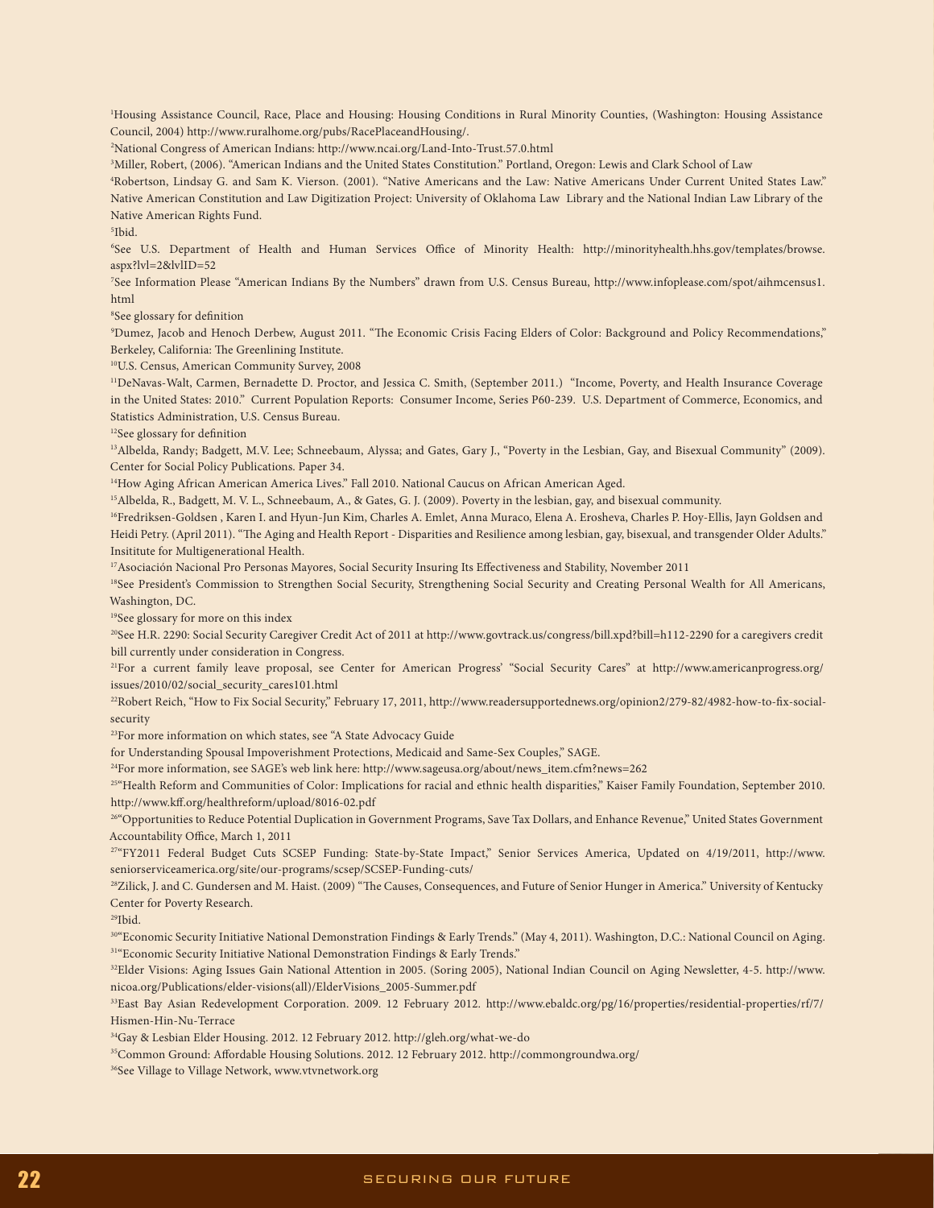[1]Housing Assistance Council, Race, Place and Housing: Housing Conditions in Rural Minority Counties, (Washington: Housing Assistance Council, 2004) http://www.ruralhome.org/pubs/RacePlaceandHousing/.

[2]National Congress of American Indians: http://www.ncai.org/Land-Into-Trust.57.0.html

[3]Miller, Robert, (2006). "American Indians and the United States Constitution." Portland, Oregon: Lewis and Clark School of Law

[4]Robertson, Lindsay G. and Sam K. Vierson. (2001). "Native Americans and the Law: Native Americans Under Current United States Law." Native American Constitution and Law Digitization Project: University of Oklahoma Law Library and the National Indian Law Library of the Native American Rights Fund.

[5]Ibid.

[6]See U.S. Department of Health and Human Services Office of Minority Health: http://minorityhealth.hhs.gov/templates/browse.aspx?lvl=2&lvlID=52

[7]See Information Please "American Indians By the Numbers" drawn from U.S. Census Bureau, http://www.infoplease.com/spot/aihmcensus1.html

[8]See glossary for definition

[9]Dumez, Jacob and Henoch Derbew, August 2011. "The Economic Crisis Facing Elders of Color: Background and Policy Recommendations," Berkeley, California: The Greenlining Institute.

[10]U.S. Census, American Community Survey, 2008

[11]DeNavas-Walt, Carmen, Bernadette D. Proctor, and Jessica C. Smith, (September 2011.) "Income, Poverty, and Health Insurance Coverage in the United States: 2010." Current Population Reports: Consumer Income, Series P60-239. U.S. Department of Commerce, Economics, and Statistics Administration, U.S. Census Bureau.

[12]See glossary for definition

[13]Albelda, Randy; Badgett, M.V. Lee; Schneebaum, Alyssa; and Gates, Gary J., "Poverty in the Lesbian, Gay, and Bisexual Community" (2009). Center for Social Policy Publications. Paper 34.

[14]How Aging African American America Lives." Fall 2010. National Caucus on African American Aged.

[15]Albelda, R., Badgett, M. V. L., Schneebaum, A., & Gates, G. J. (2009). Poverty in the lesbian, gay, and bisexual community.

[16]Fredriksen-Goldsen , Karen I. and Hyun-Jun Kim, Charles A. Emlet, Anna Muraco, Elena A. Erosheva, Charles P. Hoy-Ellis, Jayn Goldsen and Heidi Petry. (April 2011). "The Aging and Health Report - Disparities and Resilience among lesbian, gay, bisexual, and transgender Older Adults." Insititute for Multigenerational Health.

[17]Asociación Nacional Pro Personas Mayores, Social Security Insuring Its Effectiveness and Stability, November 2011

[18]See President's Commission to Strengthen Social Security, Strengthening Social Security and Creating Personal Wealth for All Americans, Washington, DC.

[19]See glossary for more on this index

[20]See H.R. 2290: Social Security Caregiver Credit Act of 2011 at http://www.govtrack.us/congress/bill.xpd?bill=h112-2290 for a caregivers credit bill currently under consideration in Congress.

[21]For a current family leave proposal, see Center for American Progress' "Social Security Cares" at http://www.americanprogress.org/issues/2010/02/social_security_cares101.html

[22]Robert Reich, "How to Fix Social Security," February 17, 2011, http://www.readersupportednews.org/opinion2/279-82/4982-how-to-fix-social-security

[23]For more information on which states, see "A State Advocacy Guide for Understanding Spousal Impoverishment Protections, Medicaid and Same-Sex Couples," SAGE.

[24]For more information, see SAGE's web link here: http://www.sageusa.org/about/news_item.cfm?news=262

[25]"Health Reform and Communities of Color: Implications for racial and ethnic health disparities," Kaiser Family Foundation, September 2010. http://www.kff.org/healthreform/upload/8016-02.pdf

[26]"Opportunities to Reduce Potential Duplication in Government Programs, Save Tax Dollars, and Enhance Revenue," United States Government Accountability Office, March 1, 2011

[27]"FY2011 Federal Budget Cuts SCSEP Funding: State-by-State Impact," Senior Services America, Updated on 4/19/2011, http://www.seniorserviceamerica.org/site/our-programs/scsep/SCSEP-Funding-cuts/

[28]Zilick, J. and C. Gundersen and M. Haist. (2009) "The Causes, Consequences, and Future of Senior Hunger in America." University of Kentucky Center for Poverty Research.

[29]Ibid.

[30]"Economic Security Initiative National Demonstration Findings & Early Trends." (May 4, 2011). Washington, D.C.: National Council on Aging.

[31]"Economic Security Initiative National Demonstration Findings & Early Trends."

[32]Elder Visions: Aging Issues Gain National Attention in 2005. (Soring 2005), National Indian Council on Aging Newsletter, 4-5. http://www.nicoa.org/Publications/elder-visions(all)/ElderVisions_2005-Summer.pdf

[33]East Bay Asian Redevelopment Corporation. 2009. 12 February 2012. http://www.ebaldc.org/pg/16/properties/residential-properties/rf/7/Hismen-Hin-Nu-Terrace

[34]Gay & Lesbian Elder Housing. 2012. 12 February 2012. http://gleh.org/what-we-do

[35]Common Ground: Affordable Housing Solutions. 2012. 12 February 2012. http://commongroundwa.org/

[36]See Village to Village Network, www.vtvnetwork.org